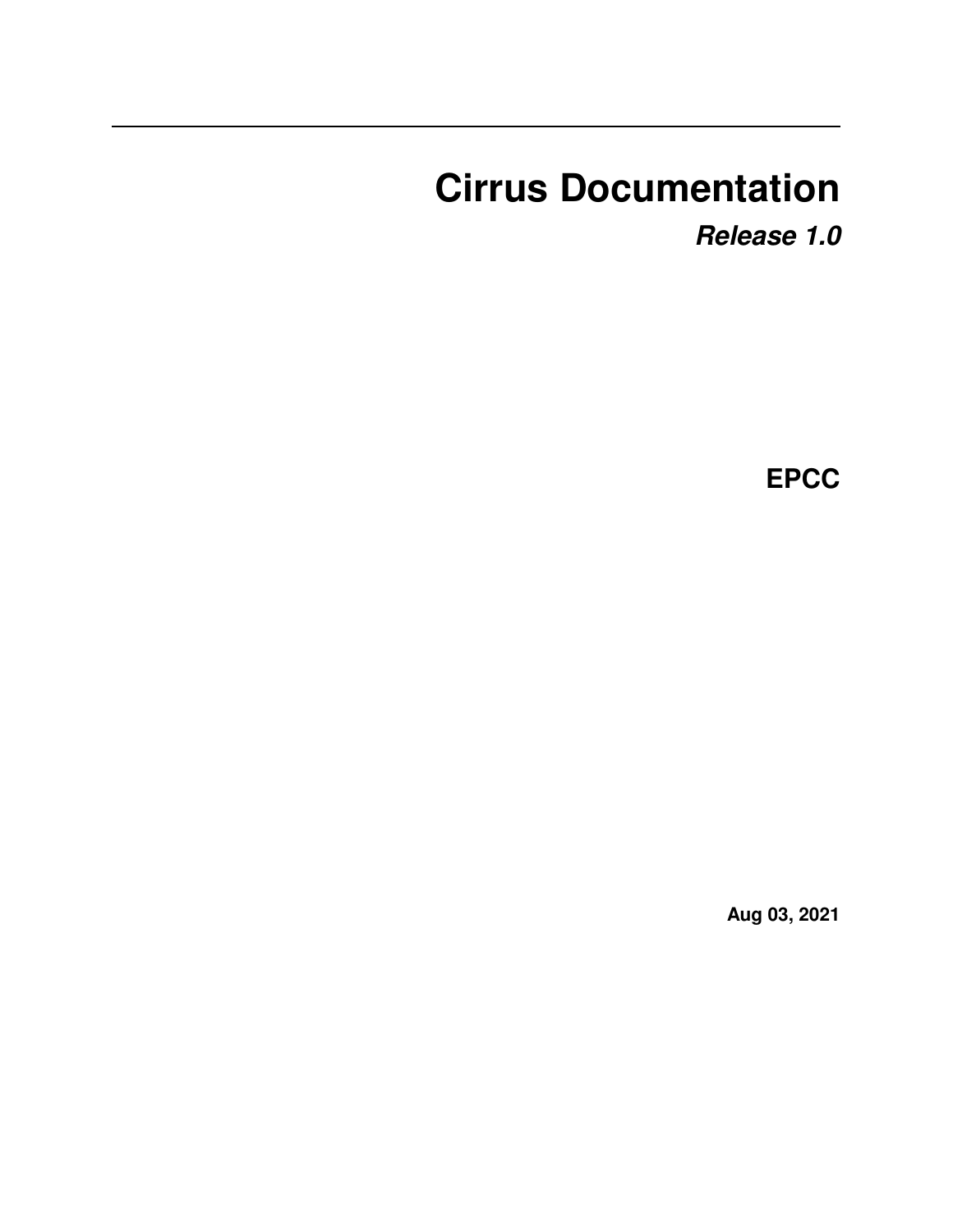# Cirrus Documentation

***Release 1.0***

**EPCC**

**Aug 03, 2021**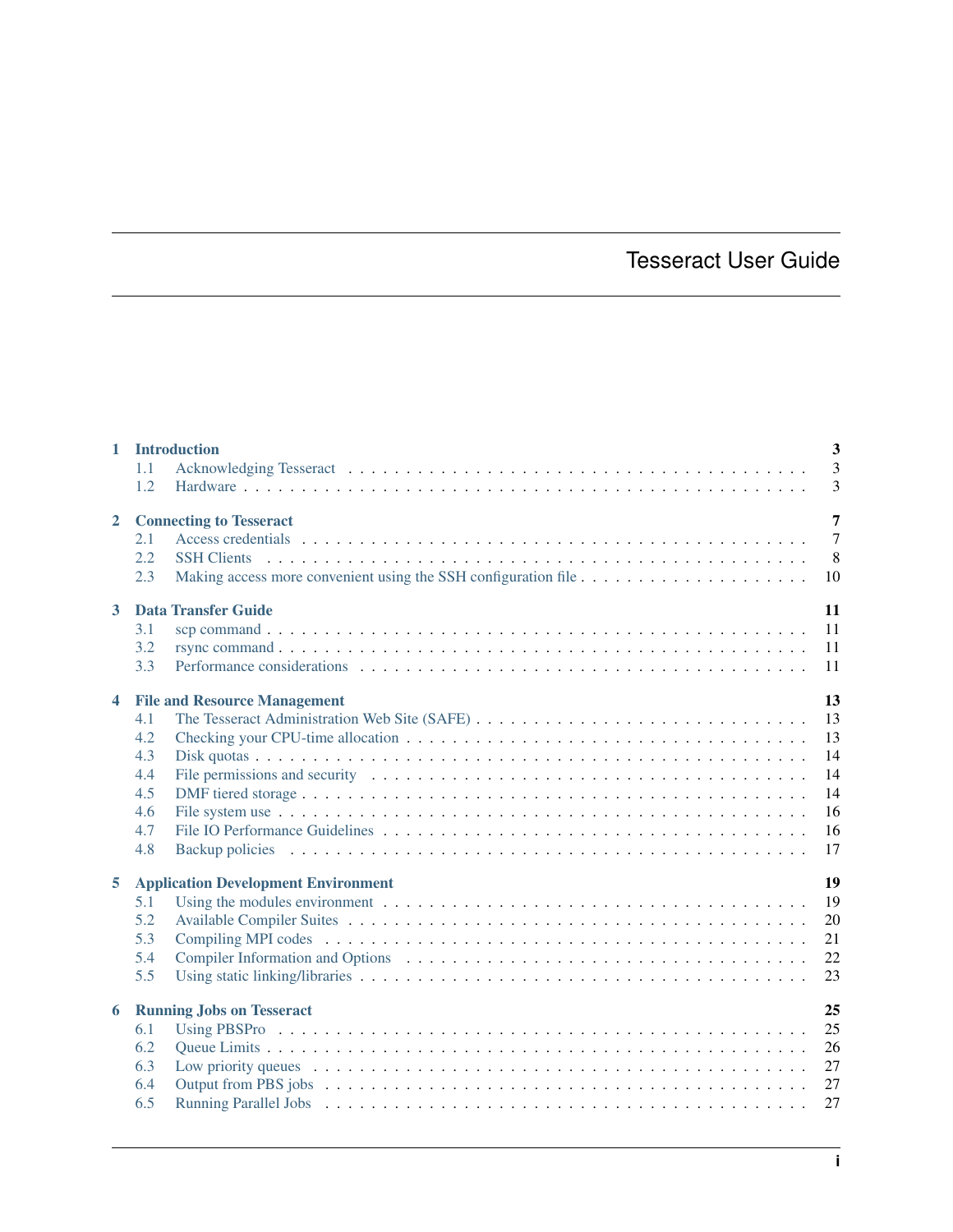# Tesseract User Guide

- **1 Introduction** — 3
  - 1.1 Acknowledging Tesseract — 3
  - 1.2 Hardware — 3
- **2 Connecting to Tesseract** — 7
  - 2.1 Access credentials — 7
  - 2.2 SSH Clients — 8
  - 2.3 Making access more convenient using the SSH configuration file — 10
- **3 Data Transfer Guide** — 11
  - 3.1 scp command — 11
  - 3.2 rsync command — 11
  - 3.3 Performance considerations — 11
- **4 File and Resource Management** — 13
  - 4.1 The Tesseract Administration Web Site (SAFE) — 13
  - 4.2 Checking your CPU-time allocation — 13
  - 4.3 Disk quotas — 14
  - 4.4 File permissions and security — 14
  - 4.5 DMF tiered storage — 14
  - 4.6 File system use — 16
  - 4.7 File IO Performance Guidelines — 16
  - 4.8 Backup policies — 17
- **5 Application Development Environment** — 19
  - 5.1 Using the modules environment — 19
  - 5.2 Available Compiler Suites — 20
  - 5.3 Compiling MPI codes — 21
  - 5.4 Compiler Information and Options — 22
  - 5.5 Using static linking/libraries — 23
- **6 Running Jobs on Tesseract** — 25
  - 6.1 Using PBSPro — 25
  - 6.2 Queue Limits — 26
  - 6.3 Low priority queues — 27
  - 6.4 Output from PBS jobs — 27
  - 6.5 Running Parallel Jobs — 27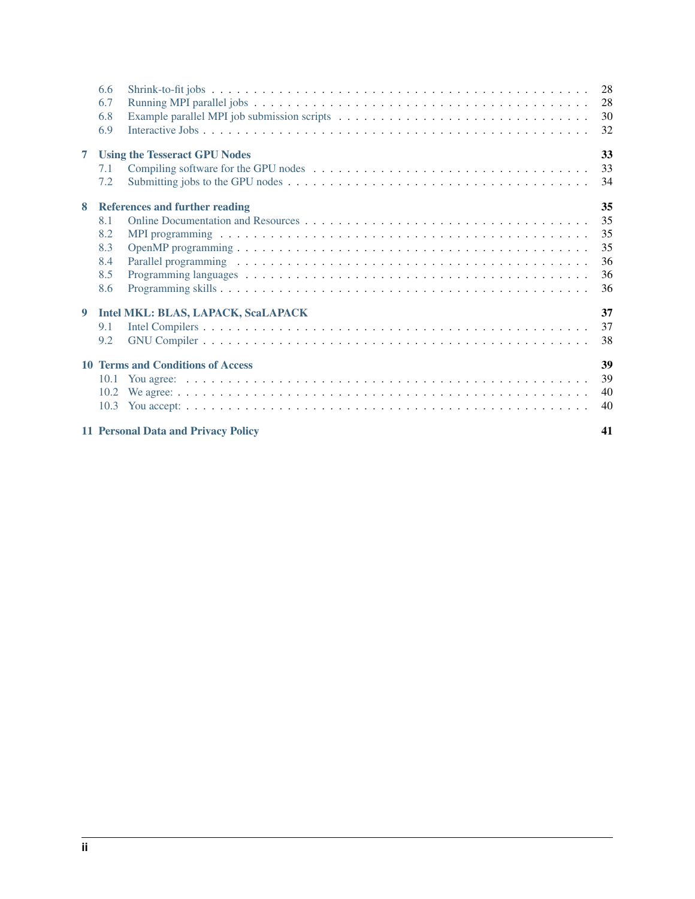- 6.6 Shrink-to-fit jobs . . . 28
- 6.7 Running MPI parallel jobs . . . 28
- 6.8 Example parallel MPI job submission scripts . . . 30
- 6.9 Interactive Jobs . . . 32

**7 Using the Tesseract GPU Nodes** **33**
- 7.1 Compiling software for the GPU nodes . . . 33
- 7.2 Submitting jobs to the GPU nodes . . . 34

**8 References and further reading** **35**
- 8.1 Online Documentation and Resources . . . 35
- 8.2 MPI programming . . . 35
- 8.3 OpenMP programming . . . 35
- 8.4 Parallel programming . . . 36
- 8.5 Programming languages . . . 36
- 8.6 Programming skills . . . 36

**9 Intel MKL: BLAS, LAPACK, ScaLAPACK** **37**
- 9.1 Intel Compilers . . . 37
- 9.2 GNU Compiler . . . 38

**10 Terms and Conditions of Access** **39**
- 10.1 You agree: . . . 39
- 10.2 We agree: . . . 40
- 10.3 You accept: . . . 40

**11 Personal Data and Privacy Policy** **41**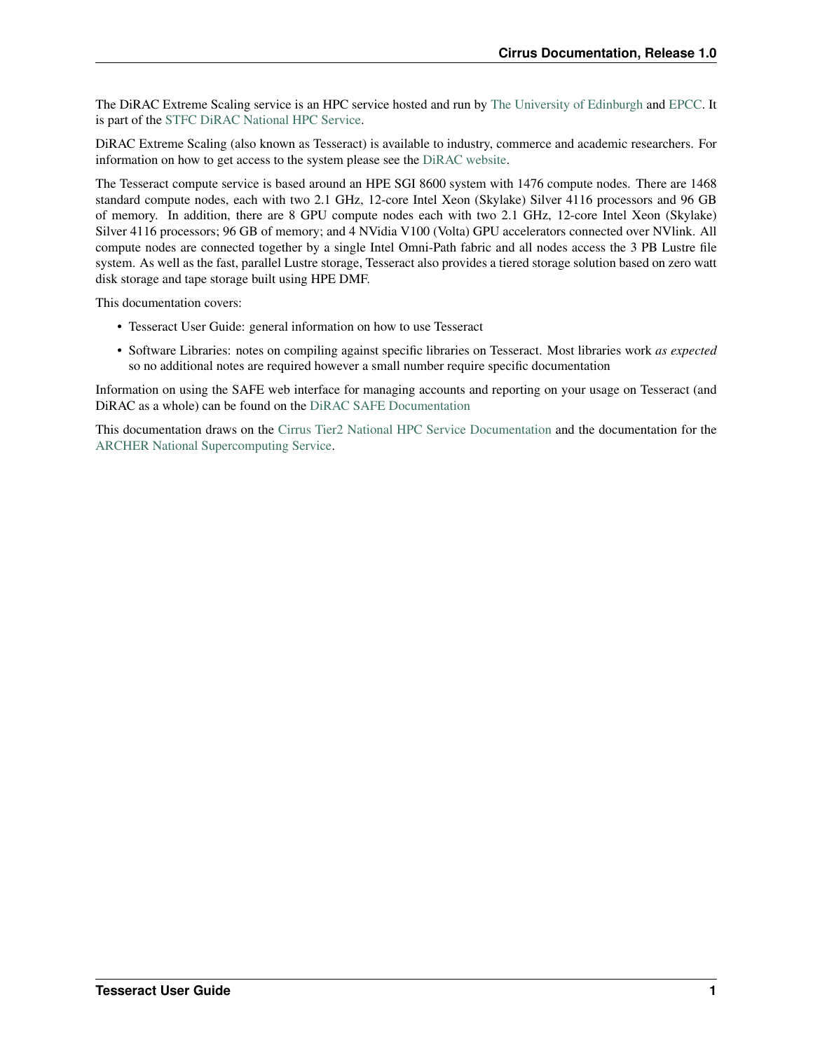The DiRAC Extreme Scaling service is an HPC service hosted and run by The University of Edinburgh and EPCC. It is part of the STFC DiRAC National HPC Service.

DiRAC Extreme Scaling (also known as Tesseract) is available to industry, commerce and academic researchers. For information on how to get access to the system please see the DiRAC website.

The Tesseract compute service is based around an HPE SGI 8600 system with 1476 compute nodes. There are 1468 standard compute nodes, each with two 2.1 GHz, 12-core Intel Xeon (Skylake) Silver 4116 processors and 96 GB of memory. In addition, there are 8 GPU compute nodes each with two 2.1 GHz, 12-core Intel Xeon (Skylake) Silver 4116 processors; 96 GB of memory; and 4 NVidia V100 (Volta) GPU accelerators connected over NVlink. All compute nodes are connected together by a single Intel Omni-Path fabric and all nodes access the 3 PB Lustre file system. As well as the fast, parallel Lustre storage, Tesseract also provides a tiered storage solution based on zero watt disk storage and tape storage built using HPE DMF.

This documentation covers:

- Tesseract User Guide: general information on how to use Tesseract
- Software Libraries: notes on compiling against specific libraries on Tesseract. Most libraries work *as expected* so no additional notes are required however a small number require specific documentation

Information on using the SAFE web interface for managing accounts and reporting on your usage on Tesseract (and DiRAC as a whole) can be found on the DiRAC SAFE Documentation

This documentation draws on the Cirrus Tier2 National HPC Service Documentation and the documentation for the ARCHER National Supercomputing Service.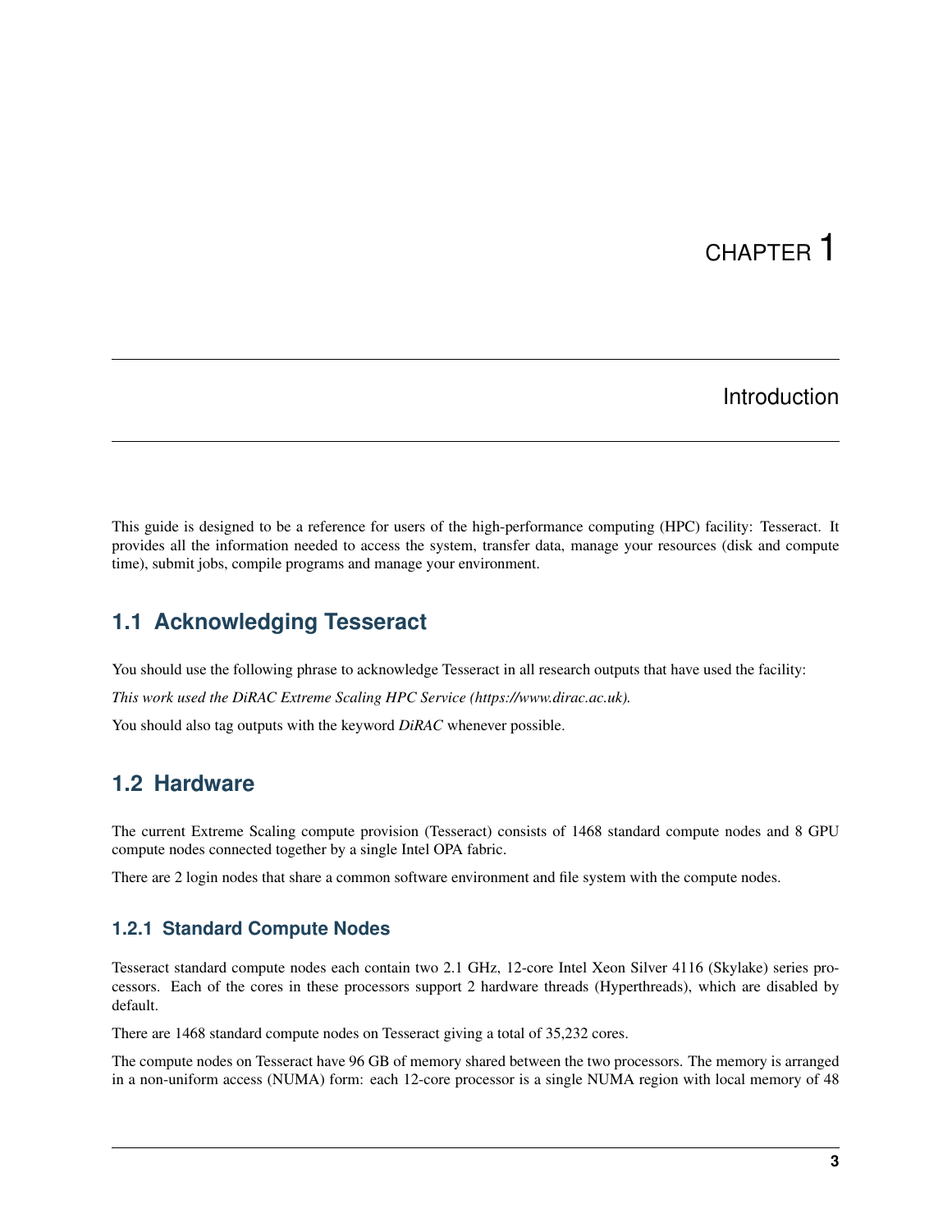# CHAPTER 1

## Introduction

This guide is designed to be a reference for users of the high-performance computing (HPC) facility: Tesseract. It provides all the information needed to access the system, transfer data, manage your resources (disk and compute time), submit jobs, compile programs and manage your environment.

## 1.1 Acknowledging Tesseract

You should use the following phrase to acknowledge Tesseract in all research outputs that have used the facility:

*This work used the DiRAC Extreme Scaling HPC Service (https://www.dirac.ac.uk).*

You should also tag outputs with the keyword *DiRAC* whenever possible.

## 1.2 Hardware

The current Extreme Scaling compute provision (Tesseract) consists of 1468 standard compute nodes and 8 GPU compute nodes connected together by a single Intel OPA fabric.

There are 2 login nodes that share a common software environment and file system with the compute nodes.

### 1.2.1 Standard Compute Nodes

Tesseract standard compute nodes each contain two 2.1 GHz, 12-core Intel Xeon Silver 4116 (Skylake) series processors. Each of the cores in these processors support 2 hardware threads (Hyperthreads), which are disabled by default.

There are 1468 standard compute nodes on Tesseract giving a total of 35,232 cores.

The compute nodes on Tesseract have 96 GB of memory shared between the two processors. The memory is arranged in a non-uniform access (NUMA) form: each 12-core processor is a single NUMA region with local memory of 48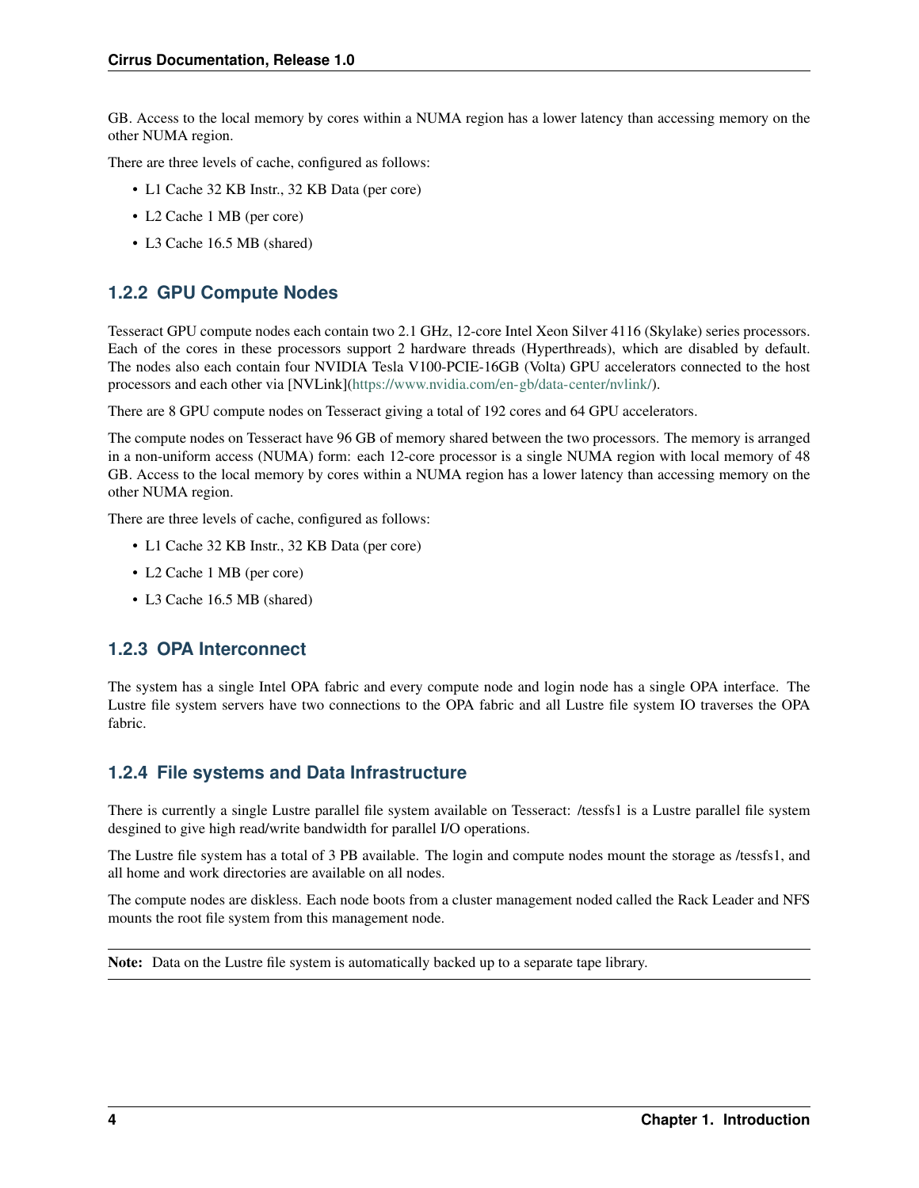GB. Access to the local memory by cores within a NUMA region has a lower latency than accessing memory on the other NUMA region.

There are three levels of cache, configured as follows:

- L1 Cache 32 KB Instr., 32 KB Data (per core)
- L2 Cache 1 MB (per core)
- L3 Cache 16.5 MB (shared)

### 1.2.2 GPU Compute Nodes

Tesseract GPU compute nodes each contain two 2.1 GHz, 12-core Intel Xeon Silver 4116 (Skylake) series processors. Each of the cores in these processors support 2 hardware threads (Hyperthreads), which are disabled by default. The nodes also each contain four NVIDIA Tesla V100-PCIE-16GB (Volta) GPU accelerators connected to the host processors and each other via [NVLink](https://www.nvidia.com/en-gb/data-center/nvlink/).

There are 8 GPU compute nodes on Tesseract giving a total of 192 cores and 64 GPU accelerators.

The compute nodes on Tesseract have 96 GB of memory shared between the two processors. The memory is arranged in a non-uniform access (NUMA) form: each 12-core processor is a single NUMA region with local memory of 48 GB. Access to the local memory by cores within a NUMA region has a lower latency than accessing memory on the other NUMA region.

There are three levels of cache, configured as follows:

- L1 Cache 32 KB Instr., 32 KB Data (per core)
- L2 Cache 1 MB (per core)
- L3 Cache 16.5 MB (shared)

### 1.2.3 OPA Interconnect

The system has a single Intel OPA fabric and every compute node and login node has a single OPA interface. The Lustre file system servers have two connections to the OPA fabric and all Lustre file system IO traverses the OPA fabric.

### 1.2.4 File systems and Data Infrastructure

There is currently a single Lustre parallel file system available on Tesseract: /tessfs1 is a Lustre parallel file system desgined to give high read/write bandwidth for parallel I/O operations.

The Lustre file system has a total of 3 PB available. The login and compute nodes mount the storage as /tessfs1, and all home and work directories are available on all nodes.

The compute nodes are diskless. Each node boots from a cluster management noded called the Rack Leader and NFS mounts the root file system from this management node.

**Note:** Data on the Lustre file system is automatically backed up to a separate tape library.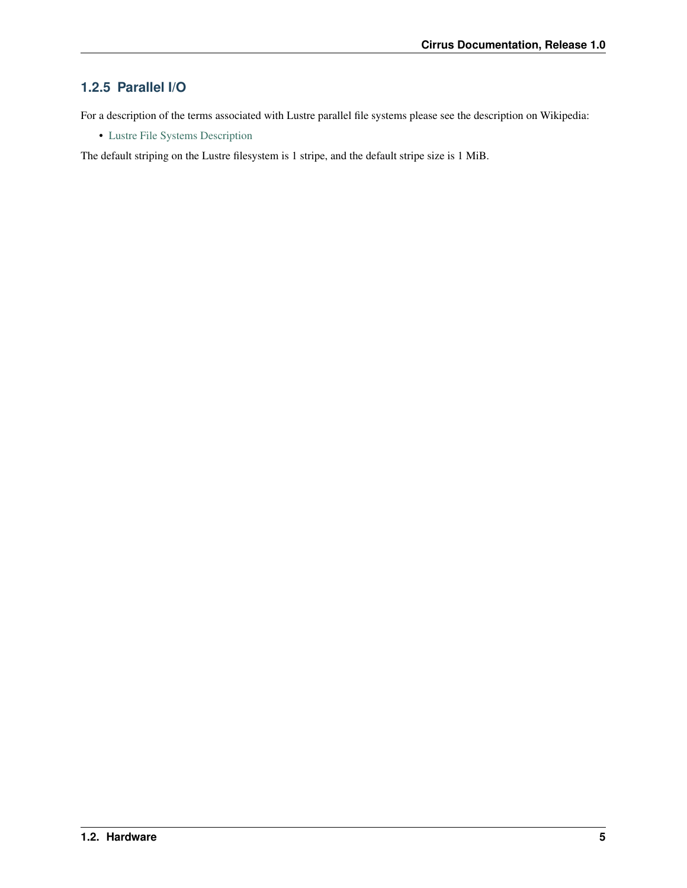### 1.2.5 Parallel I/O

For a description of the terms associated with Lustre parallel file systems please see the description on Wikipedia:

- Lustre File Systems Description

The default striping on the Lustre filesystem is 1 stripe, and the default stripe size is 1 MiB.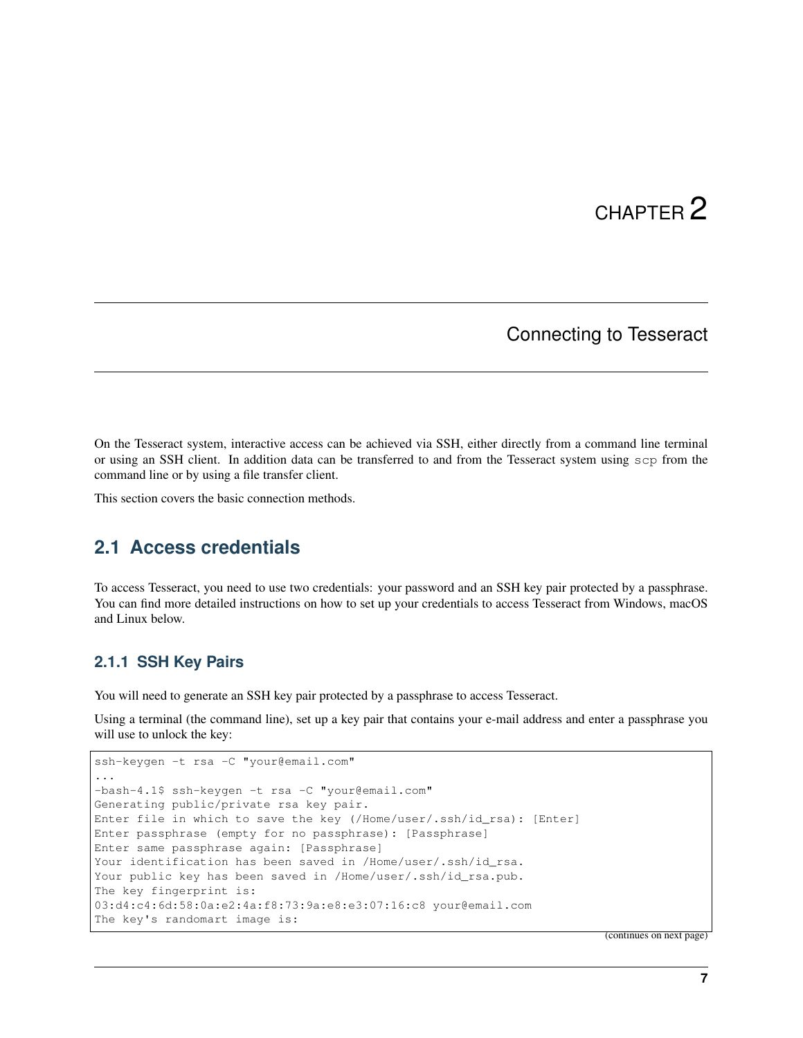# CHAPTER 2

## Connecting to Tesseract

On the Tesseract system, interactive access can be achieved via SSH, either directly from a command line terminal or using an SSH client. In addition data can be transferred to and from the Tesseract system using `scp` from the command line or by using a file transfer client.

This section covers the basic connection methods.

## 2.1 Access credentials

To access Tesseract, you need to use two credentials: your password and an SSH key pair protected by a passphrase. You can find more detailed instructions on how to set up your credentials to access Tesseract from Windows, macOS and Linux below.

### 2.1.1 SSH Key Pairs

You will need to generate an SSH key pair protected by a passphrase to access Tesseract.

Using a terminal (the command line), set up a key pair that contains your e-mail address and enter a passphrase you will use to unlock the key:

```
ssh-keygen -t rsa -C "your@email.com"
...
-bash-4.1$ ssh-keygen -t rsa -C "your@email.com"
Generating public/private rsa key pair.
Enter file in which to save the key (/Home/user/.ssh/id_rsa): [Enter]
Enter passphrase (empty for no passphrase): [Passphrase]
Enter same passphrase again: [Passphrase]
Your identification has been saved in /Home/user/.ssh/id_rsa.
Your public key has been saved in /Home/user/.ssh/id_rsa.pub.
The key fingerprint is:
03:d4:c4:6d:58:0a:e2:4a:f8:73:9a:e8:e3:07:16:c8 your@email.com
The key's randomart image is:
```

(continues on next page)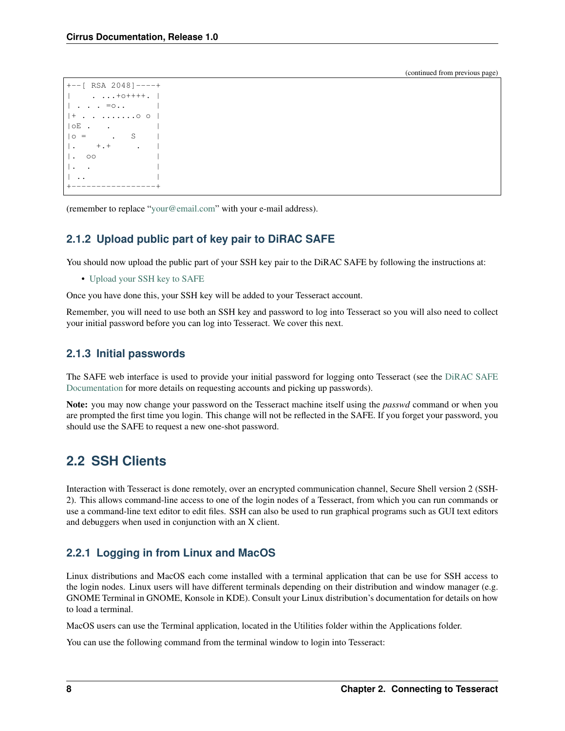(continued from previous page)

```
+--[ RSA 2048]----+
|    . ...+o++++. |
| . . . =o..      |
|+ . . .......o o |
|oE .   .         |
|o =      .   S   |
|.    +.+      .  |
|.  oo            |
|.  .             |
| ..              |
+-----------------+
```

(remember to replace "your@email.com" with your e-mail address).

### 2.1.2 Upload public part of key pair to DiRAC SAFE

You should now upload the public part of your SSH key pair to the DiRAC SAFE by following the instructions at:

- Upload your SSH key to SAFE

Once you have done this, your SSH key will be added to your Tesseract account.

Remember, you will need to use both an SSH key and password to log into Tesseract so you will also need to collect your initial password before you can log into Tesseract. We cover this next.

### 2.1.3 Initial passwords

The SAFE web interface is used to provide your initial password for logging onto Tesseract (see the DiRAC SAFE Documentation for more details on requesting accounts and picking up passwords).

**Note:** you may now change your password on the Tesseract machine itself using the *passwd* command or when you are prompted the first time you login. This change will not be reflected in the SAFE. If you forget your password, you should use the SAFE to request a new one-shot password.

## 2.2 SSH Clients

Interaction with Tesseract is done remotely, over an encrypted communication channel, Secure Shell version 2 (SSH-2). This allows command-line access to one of the login nodes of a Tesseract, from which you can run commands or use a command-line text editor to edit files. SSH can also be used to run graphical programs such as GUI text editors and debuggers when used in conjunction with an X client.

### 2.2.1 Logging in from Linux and MacOS

Linux distributions and MacOS each come installed with a terminal application that can be use for SSH access to the login nodes. Linux users will have different terminals depending on their distribution and window manager (e.g. GNOME Terminal in GNOME, Konsole in KDE). Consult your Linux distribution's documentation for details on how to load a terminal.

MacOS users can use the Terminal application, located in the Utilities folder within the Applications folder.

You can use the following command from the terminal window to login into Tesseract: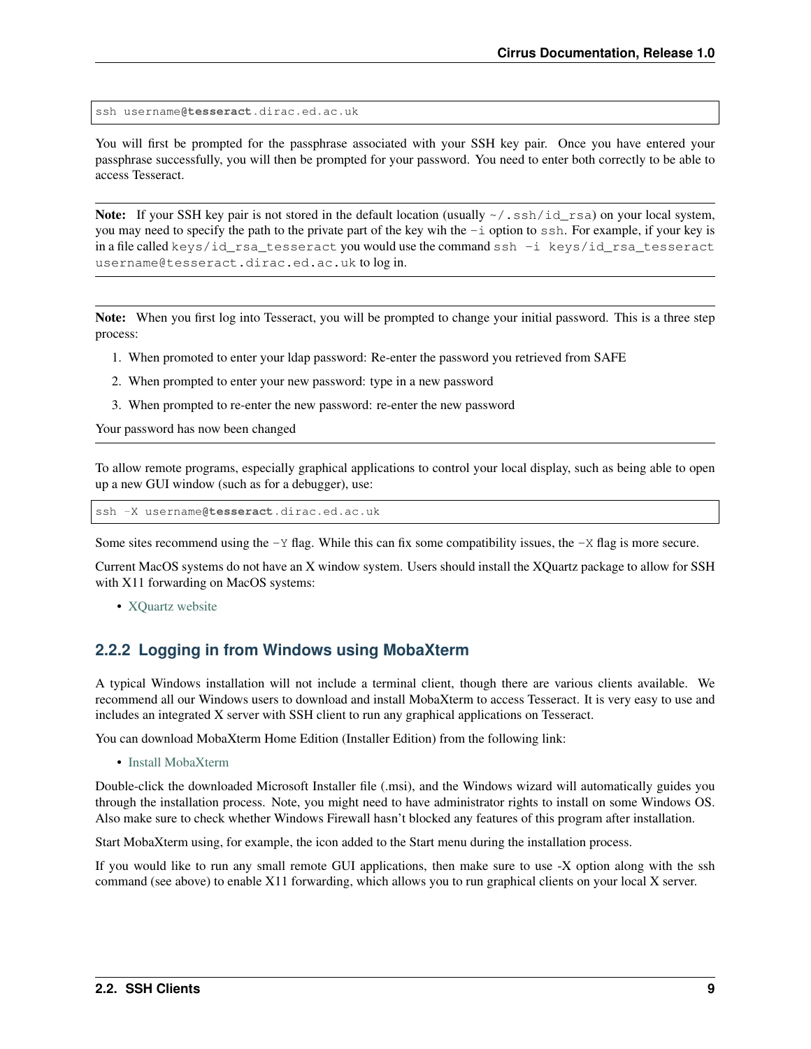```
ssh username@tesseract.dirac.ed.ac.uk
```

You will first be prompted for the passphrase associated with your SSH key pair. Once you have entered your passphrase successfully, you will then be prompted for your password. You need to enter both correctly to be able to access Tesseract.

**Note:** If your SSH key pair is not stored in the default location (usually `~/.ssh/id_rsa`) on your local system, you may need to specify the path to the private part of the key wih the `-i` option to `ssh`. For example, if your key is in a file called `keys/id_rsa_tesseract` you would use the command `ssh -i keys/id_rsa_tesseract username@tesseract.dirac.ed.ac.uk` to log in.

**Note:** When you first log into Tesseract, you will be prompted to change your initial password. This is a three step process:

1. When promoted to enter your ldap password: Re-enter the password you retrieved from SAFE
2. When prompted to enter your new password: type in a new password
3. When prompted to re-enter the new password: re-enter the new password

Your password has now been changed

To allow remote programs, especially graphical applications to control your local display, such as being able to open up a new GUI window (such as for a debugger), use:

```
ssh -X username@tesseract.dirac.ed.ac.uk
```

Some sites recommend using the `-Y` flag. While this can fix some compatibility issues, the `-X` flag is more secure.

Current MacOS systems do not have an X window system. Users should install the XQuartz package to allow for SSH with X11 forwarding on MacOS systems:

- XQuartz website

### 2.2.2 Logging in from Windows using MobaXterm

A typical Windows installation will not include a terminal client, though there are various clients available. We recommend all our Windows users to download and install MobaXterm to access Tesseract. It is very easy to use and includes an integrated X server with SSH client to run any graphical applications on Tesseract.

You can download MobaXterm Home Edition (Installer Edition) from the following link:

- Install MobaXterm

Double-click the downloaded Microsoft Installer file (.msi), and the Windows wizard will automatically guides you through the installation process. Note, you might need to have administrator rights to install on some Windows OS. Also make sure to check whether Windows Firewall hasn't blocked any features of this program after installation.

Start MobaXterm using, for example, the icon added to the Start menu during the installation process.

If you would like to run any small remote GUI applications, then make sure to use -X option along with the ssh command (see above) to enable X11 forwarding, which allows you to run graphical clients on your local X server.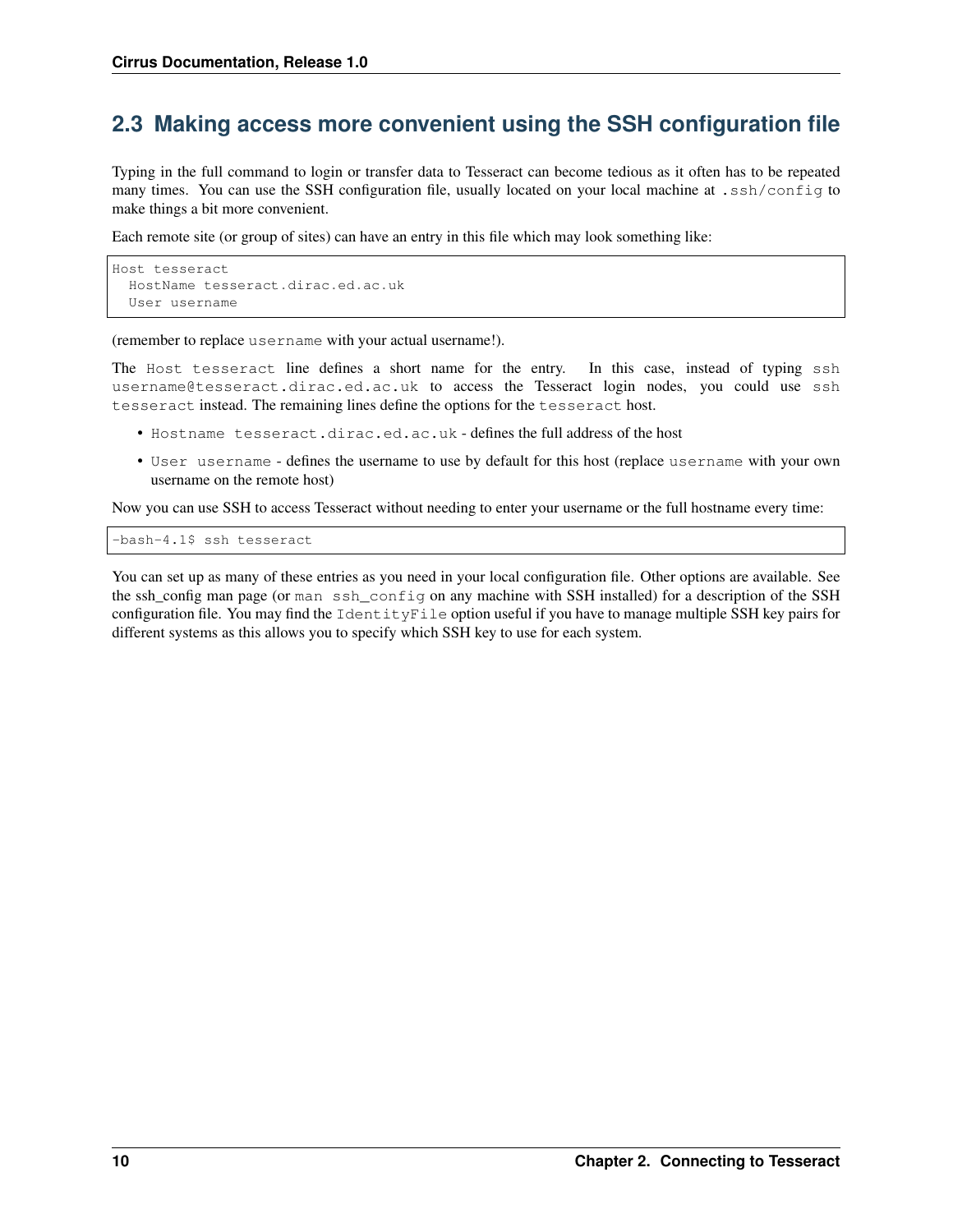## 2.3 Making access more convenient using the SSH configuration file

Typing in the full command to login or transfer data to Tesseract can become tedious as it often has to be repeated many times. You can use the SSH configuration file, usually located on your local machine at `.ssh/config` to make things a bit more convenient.

Each remote site (or group of sites) can have an entry in this file which may look something like:

```
Host tesseract
  HostName tesseract.dirac.ed.ac.uk
  User username
```

(remember to replace `username` with your actual username!).

The `Host tesseract` line defines a short name for the entry. In this case, instead of typing `ssh username@tesseract.dirac.ed.ac.uk` to access the Tesseract login nodes, you could use `ssh tesseract` instead. The remaining lines define the options for the `tesseract` host.

- `Hostname tesseract.dirac.ed.ac.uk` - defines the full address of the host
- `User username` - defines the username to use by default for this host (replace `username` with your own username on the remote host)

Now you can use SSH to access Tesseract without needing to enter your username or the full hostname every time:

```
-bash-4.1$ ssh tesseract
```

You can set up as many of these entries as you need in your local configuration file. Other options are available. See the ssh_config man page (or `man ssh_config` on any machine with SSH installed) for a description of the SSH configuration file. You may find the `IdentityFile` option useful if you have to manage multiple SSH key pairs for different systems as this allows you to specify which SSH key to use for each system.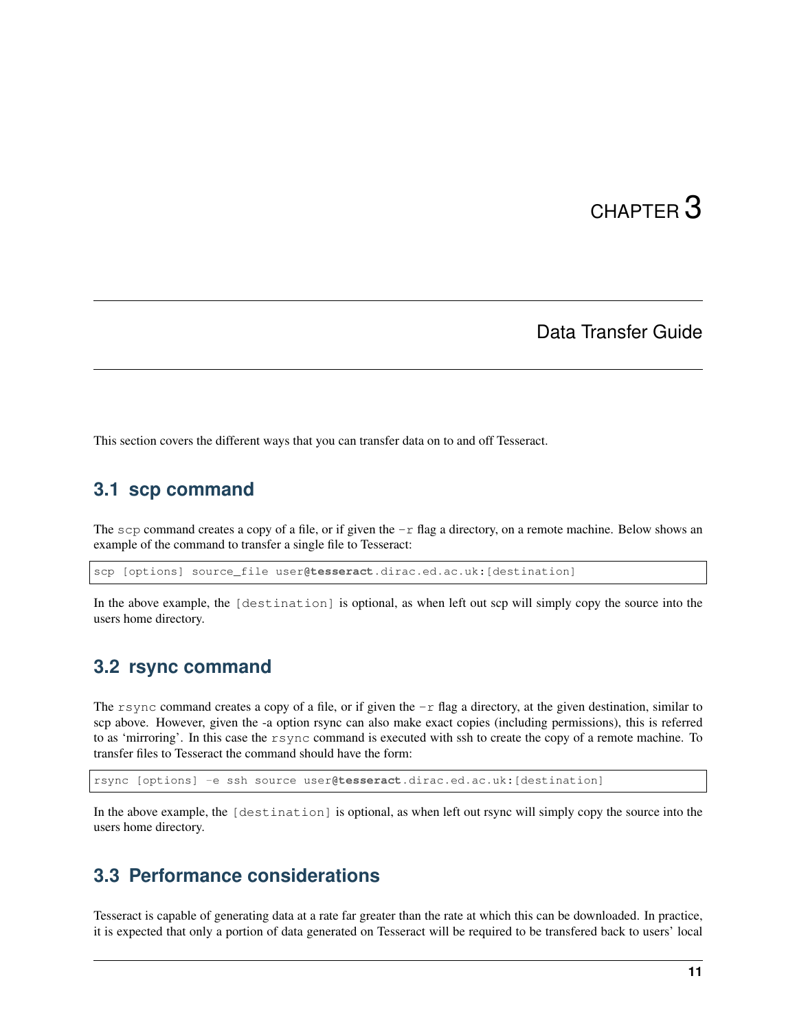# CHAPTER 3

# Data Transfer Guide

This section covers the different ways that you can transfer data on to and off Tesseract.

## 3.1 scp command

The `scp` command creates a copy of a file, or if given the `-r` flag a directory, on a remote machine. Below shows an example of the command to transfer a single file to Tesseract:

```
scp [options] source_file user@tesseract.dirac.ed.ac.uk:[destination]
```

In the above example, the `[destination]` is optional, as when left out scp will simply copy the source into the users home directory.

## 3.2 rsync command

The `rsync` command creates a copy of a file, or if given the `-r` flag a directory, at the given destination, similar to scp above. However, given the -a option rsync can also make exact copies (including permissions), this is referred to as 'mirroring'. In this case the `rsync` command is executed with ssh to create the copy of a remote machine. To transfer files to Tesseract the command should have the form:

```
rsync [options] -e ssh source user@tesseract.dirac.ed.ac.uk:[destination]
```

In the above example, the `[destination]` is optional, as when left out rsync will simply copy the source into the users home directory.

## 3.3 Performance considerations

Tesseract is capable of generating data at a rate far greater than the rate at which this can be downloaded. In practice, it is expected that only a portion of data generated on Tesseract will be required to be transfered back to users' local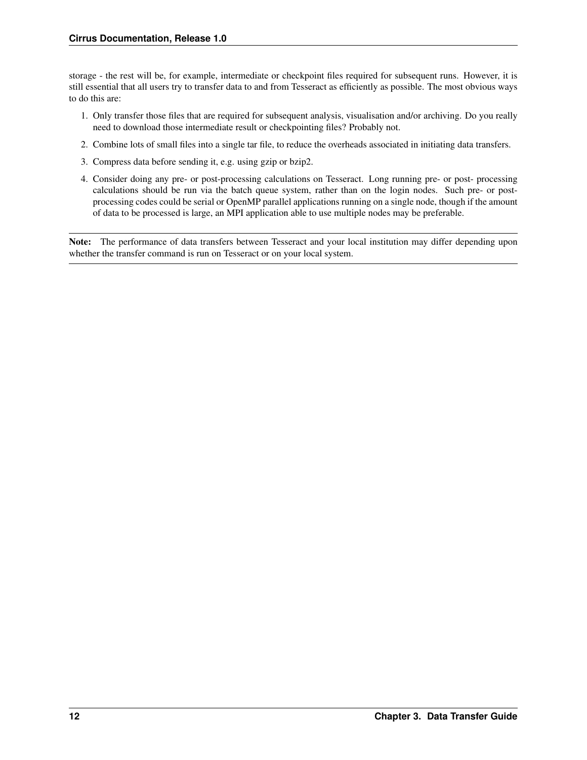storage - the rest will be, for example, intermediate or checkpoint files required for subsequent runs. However, it is still essential that all users try to transfer data to and from Tesseract as efficiently as possible. The most obvious ways to do this are:

1. Only transfer those files that are required for subsequent analysis, visualisation and/or archiving. Do you really need to download those intermediate result or checkpointing files? Probably not.
2. Combine lots of small files into a single tar file, to reduce the overheads associated in initiating data transfers.
3. Compress data before sending it, e.g. using gzip or bzip2.
4. Consider doing any pre- or post-processing calculations on Tesseract. Long running pre- or post- processing calculations should be run via the batch queue system, rather than on the login nodes. Such pre- or post-processing codes could be serial or OpenMP parallel applications running on a single node, though if the amount of data to be processed is large, an MPI application able to use multiple nodes may be preferable.

**Note:** The performance of data transfers between Tesseract and your local institution may differ depending upon whether the transfer command is run on Tesseract or on your local system.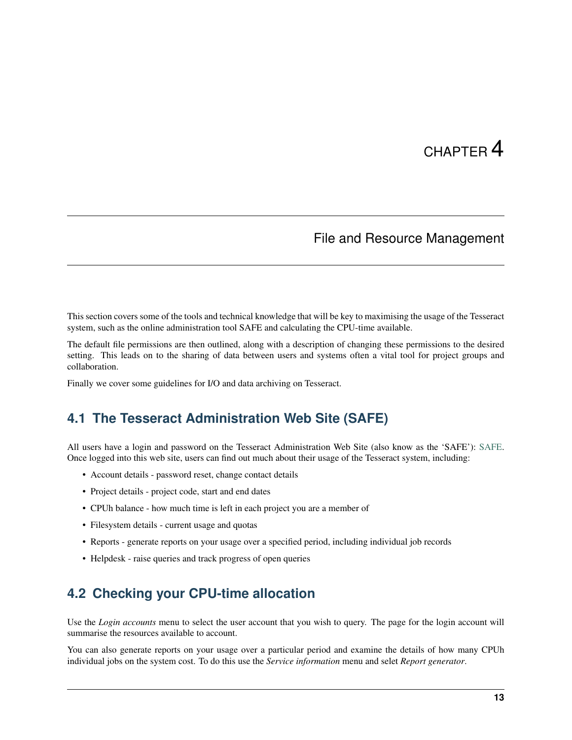# CHAPTER 4

## File and Resource Management

This section covers some of the tools and technical knowledge that will be key to maximising the usage of the Tesseract system, such as the online administration tool SAFE and calculating the CPU-time available.

The default file permissions are then outlined, along with a description of changing these permissions to the desired setting. This leads on to the sharing of data between users and systems often a vital tool for project groups and collaboration.

Finally we cover some guidelines for I/O and data archiving on Tesseract.

### 4.1 The Tesseract Administration Web Site (SAFE)

All users have a login and password on the Tesseract Administration Web Site (also know as the 'SAFE'): SAFE. Once logged into this web site, users can find out much about their usage of the Tesseract system, including:

- Account details - password reset, change contact details
- Project details - project code, start and end dates
- CPUh balance - how much time is left in each project you are a member of
- Filesystem details - current usage and quotas
- Reports - generate reports on your usage over a specified period, including individual job records
- Helpdesk - raise queries and track progress of open queries

### 4.2 Checking your CPU-time allocation

Use the *Login accounts* menu to select the user account that you wish to query. The page for the login account will summarise the resources available to account.

You can also generate reports on your usage over a particular period and examine the details of how many CPUh individual jobs on the system cost. To do this use the *Service information* menu and selet *Report generator*.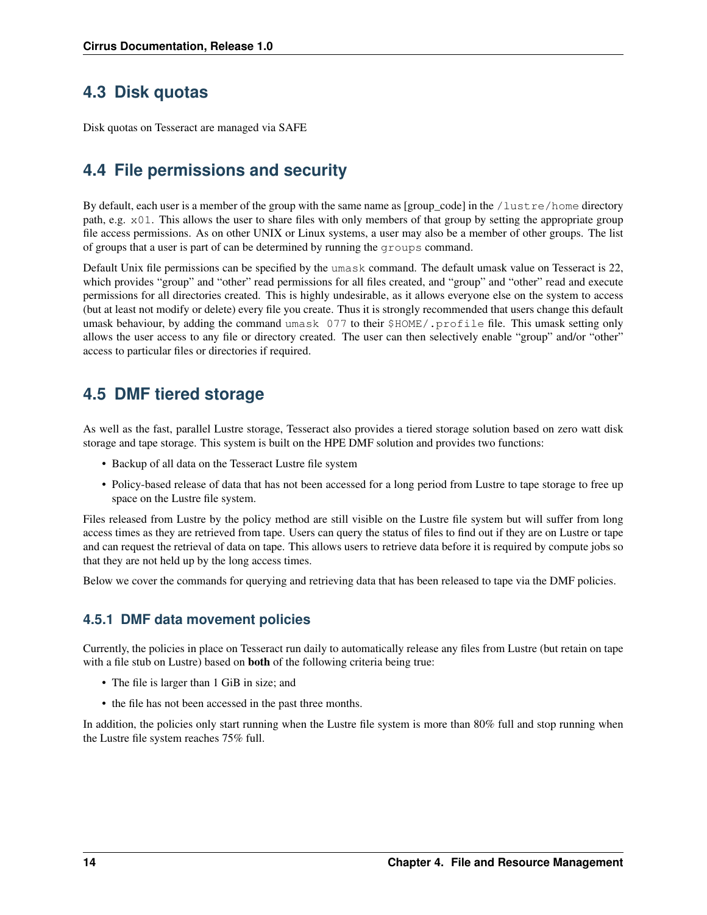## 4.3 Disk quotas

Disk quotas on Tesseract are managed via SAFE

## 4.4 File permissions and security

By default, each user is a member of the group with the same name as [group_code] in the `/lustre/home` directory path, e.g. `x01`. This allows the user to share files with only members of that group by setting the appropriate group file access permissions. As on other UNIX or Linux systems, a user may also be a member of other groups. The list of groups that a user is part of can be determined by running the `groups` command.

Default Unix file permissions can be specified by the `umask` command. The default umask value on Tesseract is 22, which provides "group" and "other" read permissions for all files created, and "group" and "other" read and execute permissions for all directories created. This is highly undesirable, as it allows everyone else on the system to access (but at least not modify or delete) every file you create. Thus it is strongly recommended that users change this default umask behaviour, by adding the command `umask 077` to their `$HOME/.profile` file. This umask setting only allows the user access to any file or directory created. The user can then selectively enable "group" and/or "other" access to particular files or directories if required.

## 4.5 DMF tiered storage

As well as the fast, parallel Lustre storage, Tesseract also provides a tiered storage solution based on zero watt disk storage and tape storage. This system is built on the HPE DMF solution and provides two functions:

- Backup of all data on the Tesseract Lustre file system
- Policy-based release of data that has not been accessed for a long period from Lustre to tape storage to free up space on the Lustre file system.

Files released from Lustre by the policy method are still visible on the Lustre file system but will suffer from long access times as they are retrieved from tape. Users can query the status of files to find out if they are on Lustre or tape and can request the retrieval of data on tape. This allows users to retrieve data before it is required by compute jobs so that they are not held up by the long access times.

Below we cover the commands for querying and retrieving data that has been released to tape via the DMF policies.

### 4.5.1 DMF data movement policies

Currently, the policies in place on Tesseract run daily to automatically release any files from Lustre (but retain on tape with a file stub on Lustre) based on **both** of the following criteria being true:

- The file is larger than 1 GiB in size; and
- the file has not been accessed in the past three months.

In addition, the policies only start running when the Lustre file system is more than 80% full and stop running when the Lustre file system reaches 75% full.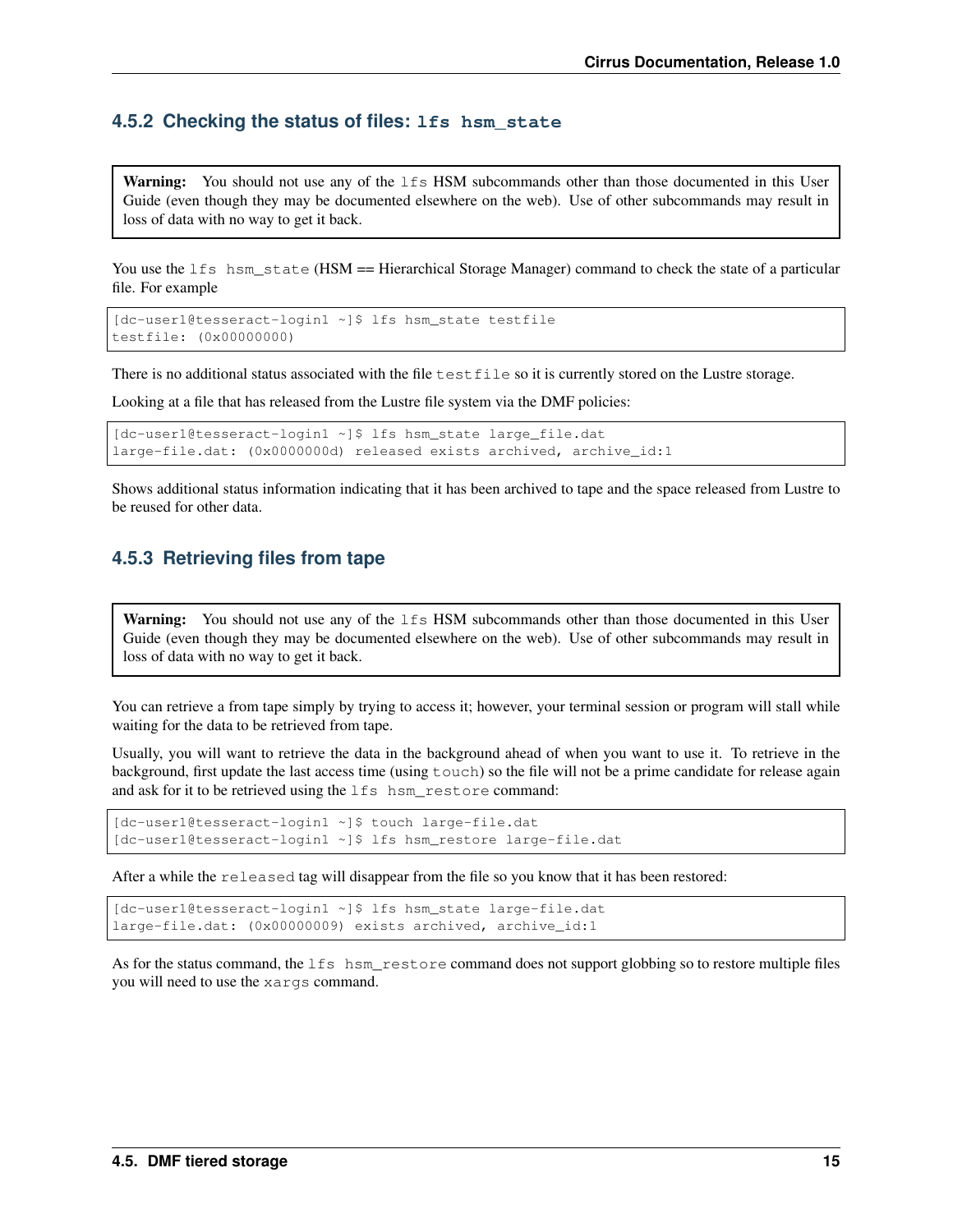### 4.5.2 Checking the status of files: `lfs hsm_state`

> **Warning:** You should not use any of the `lfs` HSM subcommands other than those documented in this User Guide (even though they may be documented elsewhere on the web). Use of other subcommands may result in loss of data with no way to get it back.

You use the `lfs hsm_state` (HSM == Hierarchical Storage Manager) command to check the state of a particular file. For example

```
[dc-user1@tesseract-login1 ~]$ lfs hsm_state testfile
testfile: (0x00000000)
```

There is no additional status associated with the file `testfile` so it is currently stored on the Lustre storage.

Looking at a file that has released from the Lustre file system via the DMF policies:

```
[dc-user1@tesseract-login1 ~]$ lfs hsm_state large_file.dat
large-file.dat: (0x0000000d) released exists archived, archive_id:1
```

Shows additional status information indicating that it has been archived to tape and the space released from Lustre to be reused for other data.

### 4.5.3 Retrieving files from tape

> **Warning:** You should not use any of the `lfs` HSM subcommands other than those documented in this User Guide (even though they may be documented elsewhere on the web). Use of other subcommands may result in loss of data with no way to get it back.

You can retrieve a from tape simply by trying to access it; however, your terminal session or program will stall while waiting for the data to be retrieved from tape.

Usually, you will want to retrieve the data in the background ahead of when you want to use it. To retrieve in the background, first update the last access time (using `touch`) so the file will not be a prime candidate for release again and ask for it to be retrieved using the `lfs hsm_restore` command:

```
[dc-user1@tesseract-login1 ~]$ touch large-file.dat
[dc-user1@tesseract-login1 ~]$ lfs hsm_restore large-file.dat
```

After a while the `released` tag will disappear from the file so you know that it has been restored:

```
[dc-user1@tesseract-login1 ~]$ lfs hsm_state large-file.dat
large-file.dat: (0x00000009) exists archived, archive_id:1
```

As for the status command, the `lfs hsm_restore` command does not support globbing so to restore multiple files you will need to use the `xargs` command.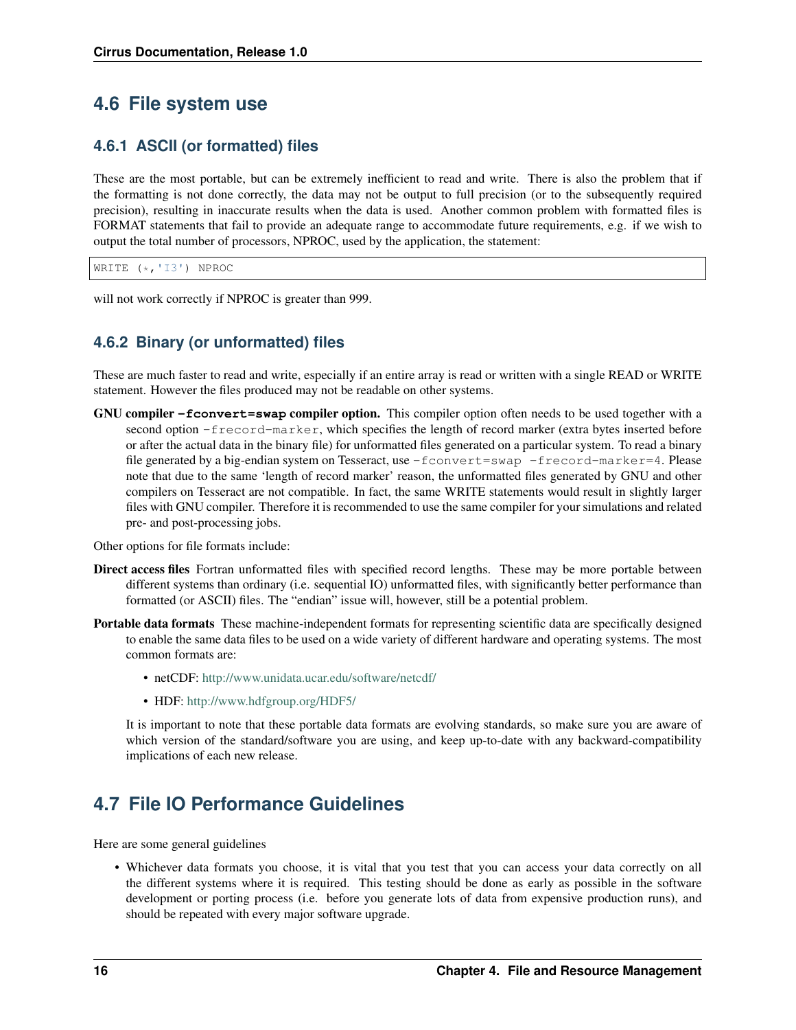## 4.6 File system use

### 4.6.1 ASCII (or formatted) files

These are the most portable, but can be extremely inefficient to read and write. There is also the problem that if the formatting is not done correctly, the data may not be output to full precision (or to the subsequently required precision), resulting in inaccurate results when the data is used. Another common problem with formatted files is FORMAT statements that fail to provide an adequate range to accommodate future requirements, e.g. if we wish to output the total number of processors, NPROC, used by the application, the statement:

```
WRITE (*,'I3') NPROC
```

will not work correctly if NPROC is greater than 999.

### 4.6.2 Binary (or unformatted) files

These are much faster to read and write, especially if an entire array is read or written with a single READ or WRITE statement. However the files produced may not be readable on other systems.

**GNU compiler `-fconvert=swap` compiler option.** This compiler option often needs to be used together with a second option `-frecord-marker`, which specifies the length of record marker (extra bytes inserted before or after the actual data in the binary file) for unformatted files generated on a particular system. To read a binary file generated by a big-endian system on Tesseract, use `-fconvert=swap -frecord-marker=4`. Please note that due to the same 'length of record marker' reason, the unformatted files generated by GNU and other compilers on Tesseract are not compatible. In fact, the same WRITE statements would result in slightly larger files with GNU compiler. Therefore it is recommended to use the same compiler for your simulations and related pre- and post-processing jobs.

Other options for file formats include:

**Direct access files** Fortran unformatted files with specified record lengths. These may be more portable between different systems than ordinary (i.e. sequential IO) unformatted files, with significantly better performance than formatted (or ASCII) files. The "endian" issue will, however, still be a potential problem.

**Portable data formats** These machine-independent formats for representing scientific data are specifically designed to enable the same data files to be used on a wide variety of different hardware and operating systems. The most common formats are:

- netCDF: http://www.unidata.ucar.edu/software/netcdf/
- HDF: http://www.hdfgroup.org/HDF5/

It is important to note that these portable data formats are evolving standards, so make sure you are aware of which version of the standard/software you are using, and keep up-to-date with any backward-compatibility implications of each new release.

## 4.7 File IO Performance Guidelines

Here are some general guidelines

- Whichever data formats you choose, it is vital that you test that you can access your data correctly on all the different systems where it is required. This testing should be done as early as possible in the software development or porting process (i.e. before you generate lots of data from expensive production runs), and should be repeated with every major software upgrade.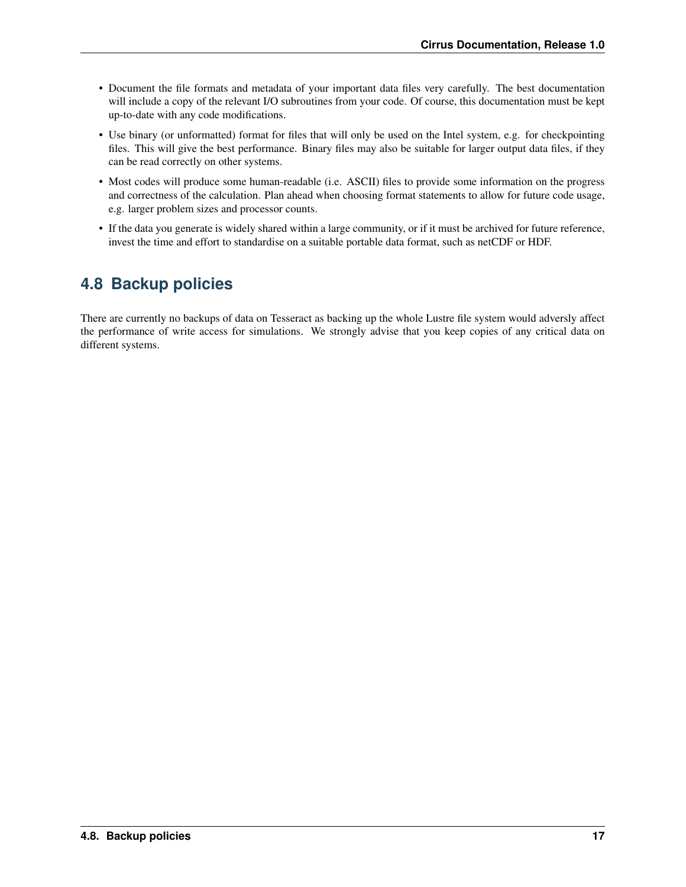- Document the file formats and metadata of your important data files very carefully. The best documentation will include a copy of the relevant I/O subroutines from your code. Of course, this documentation must be kept up-to-date with any code modifications.
- Use binary (or unformatted) format for files that will only be used on the Intel system, e.g. for checkpointing files. This will give the best performance. Binary files may also be suitable for larger output data files, if they can be read correctly on other systems.
- Most codes will produce some human-readable (i.e. ASCII) files to provide some information on the progress and correctness of the calculation. Plan ahead when choosing format statements to allow for future code usage, e.g. larger problem sizes and processor counts.
- If the data you generate is widely shared within a large community, or if it must be archived for future reference, invest the time and effort to standardise on a suitable portable data format, such as netCDF or HDF.

## 4.8 Backup policies

There are currently no backups of data on Tesseract as backing up the whole Lustre file system would adversly affect the performance of write access for simulations. We strongly advise that you keep copies of any critical data on different systems.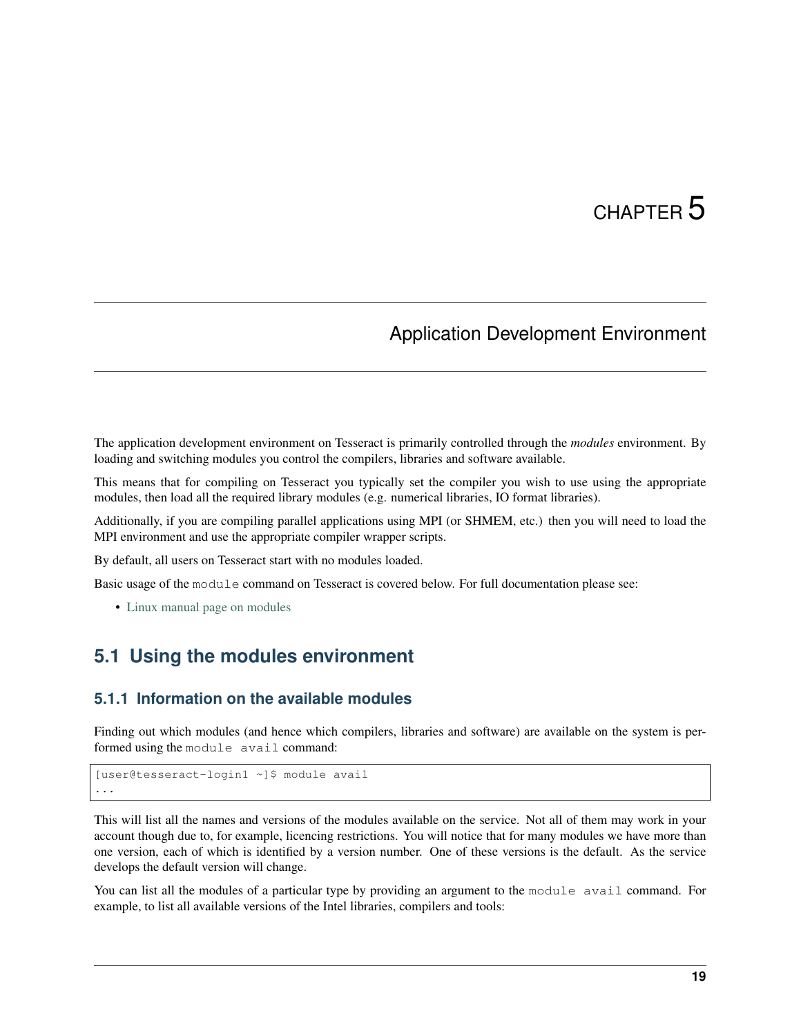# CHAPTER 5

# Application Development Environment

The application development environment on Tesseract is primarily controlled through the *modules* environment. By loading and switching modules you control the compilers, libraries and software available.

This means that for compiling on Tesseract you typically set the compiler you wish to use using the appropriate modules, then load all the required library modules (e.g. numerical libraries, IO format libraries).

Additionally, if you are compiling parallel applications using MPI (or SHMEM, etc.) then you will need to load the MPI environment and use the appropriate compiler wrapper scripts.

By default, all users on Tesseract start with no modules loaded.

Basic usage of the `module` command on Tesseract is covered below. For full documentation please see:

- Linux manual page on modules

## 5.1 Using the modules environment

### 5.1.1 Information on the available modules

Finding out which modules (and hence which compilers, libraries and software) are available on the system is performed using the `module avail` command:

```
[user@tesseract-login1 ~]$ module avail
...
```

This will list all the names and versions of the modules available on the service. Not all of them may work in your account though due to, for example, licencing restrictions. You will notice that for many modules we have more than one version, each of which is identified by a version number. One of these versions is the default. As the service develops the default version will change.

You can list all the modules of a particular type by providing an argument to the `module avail` command. For example, to list all available versions of the Intel libraries, compilers and tools: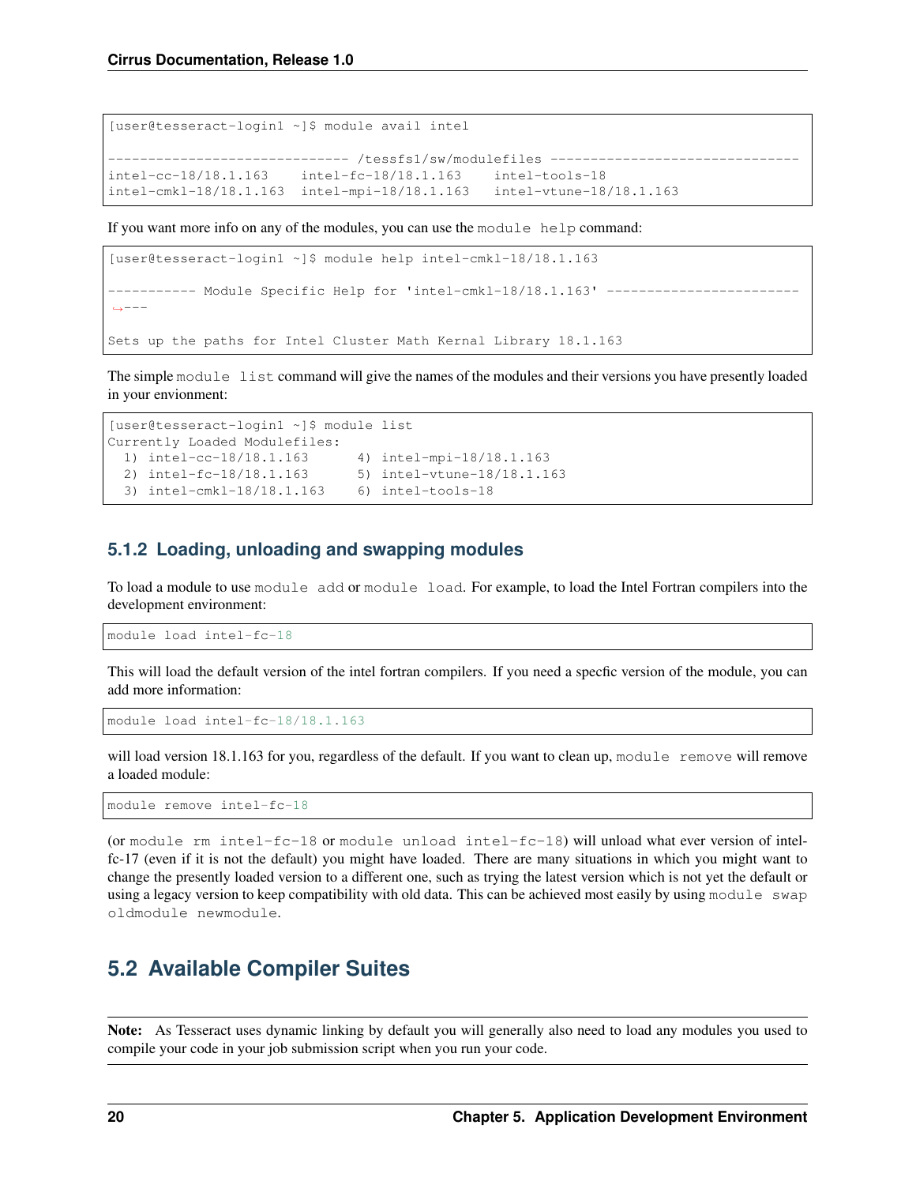```
[user@tesseract-login1 ~]$ module avail intel

------------------------------ /tessfs1/sw/modulefiles -------------------------------
intel-cc-18/18.1.163    intel-fc-18/18.1.163    intel-tools-18
intel-cmkl-18/18.1.163  intel-mpi-18/18.1.163   intel-vtune-18/18.1.163
```

If you want more info on any of the modules, you can use the `module help` command:

```
[user@tesseract-login1 ~]$ module help intel-cmkl-18/18.1.163

----------- Module Specific Help for 'intel-cmkl-18/18.1.163' ------------------------
↪---

Sets up the paths for Intel Cluster Math Kernal Library 18.1.163
```

The simple `module list` command will give the names of the modules and their versions you have presently loaded in your envionment:

```
[user@tesseract-login1 ~]$ module list
Currently Loaded Modulefiles:
  1) intel-cc-18/18.1.163      4) intel-mpi-18/18.1.163
  2) intel-fc-18/18.1.163      5) intel-vtune-18/18.1.163
  3) intel-cmkl-18/18.1.163    6) intel-tools-18
```

### 5.1.2 Loading, unloading and swapping modules

To load a module to use `module add` or `module load`. For example, to load the Intel Fortran compilers into the development environment:

```
module load intel-fc-18
```

This will load the default version of the intel fortran compilers. If you need a specfic version of the module, you can add more information:

```
module load intel-fc-18/18.1.163
```

will load version 18.1.163 for you, regardless of the default. If you want to clean up, `module remove` will remove a loaded module:

```
module remove intel-fc-18
```

(or `module rm intel-fc-18` or `module unload intel-fc-18`) will unload what ever version of intel-fc-17 (even if it is not the default) you might have loaded. There are many situations in which you might want to change the presently loaded version to a different one, such as trying the latest version which is not yet the default or using a legacy version to keep compatibility with old data. This can be achieved most easily by using `module swap oldmodule newmodule`.

## 5.2 Available Compiler Suites

**Note:** As Tesseract uses dynamic linking by default you will generally also need to load any modules you used to compile your code in your job submission script when you run your code.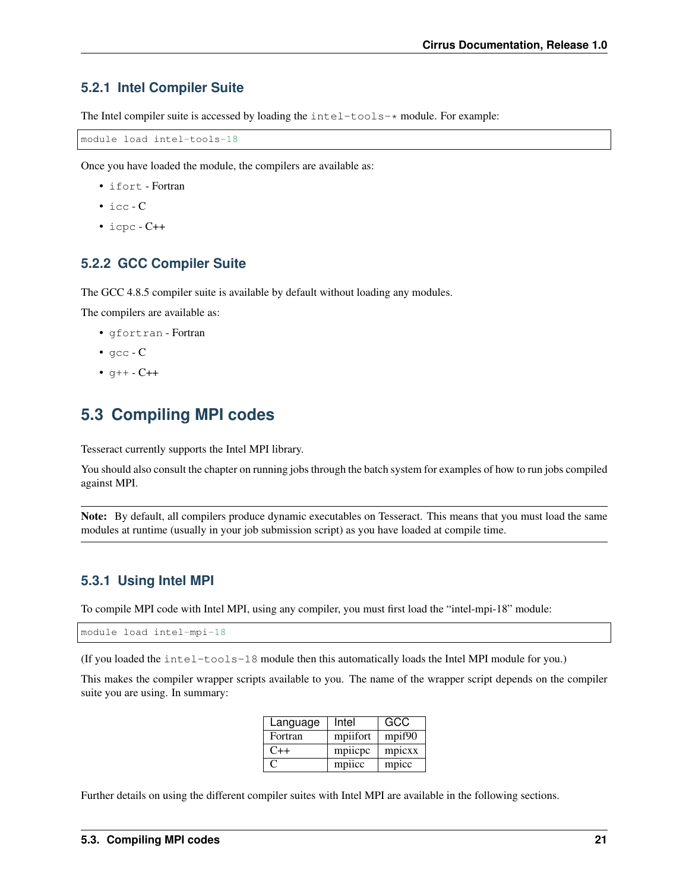### 5.2.1 Intel Compiler Suite

The Intel compiler suite is accessed by loading the `intel-tools-*` module. For example:

```
module load intel-tools-18
```

Once you have loaded the module, the compilers are available as:

- `ifort` - Fortran
- `icc` - C
- `icpc` - C++

### 5.2.2 GCC Compiler Suite

The GCC 4.8.5 compiler suite is available by default without loading any modules.

The compilers are available as:

- `gfortran` - Fortran
- `gcc` - C
- `g++` - C++

## 5.3 Compiling MPI codes

Tesseract currently supports the Intel MPI library.

You should also consult the chapter on running jobs through the batch system for examples of how to run jobs compiled against MPI.

**Note:** By default, all compilers produce dynamic executables on Tesseract. This means that you must load the same modules at runtime (usually in your job submission script) as you have loaded at compile time.

### 5.3.1 Using Intel MPI

To compile MPI code with Intel MPI, using any compiler, you must first load the "intel-mpi-18" module:

```
module load intel-mpi-18
```

(If you loaded the `intel-tools-18` module then this automatically loads the Intel MPI module for you.)

This makes the compiler wrapper scripts available to you. The name of the wrapper script depends on the compiler suite you are using. In summary:

| Language | Intel | GCC |
|---|---|---|
| Fortran | mpiifort | mpif90 |
| C++ | mpiicpc | mpicxx |
| C | mpiicc | mpicc |

Further details on using the different compiler suites with Intel MPI are available in the following sections.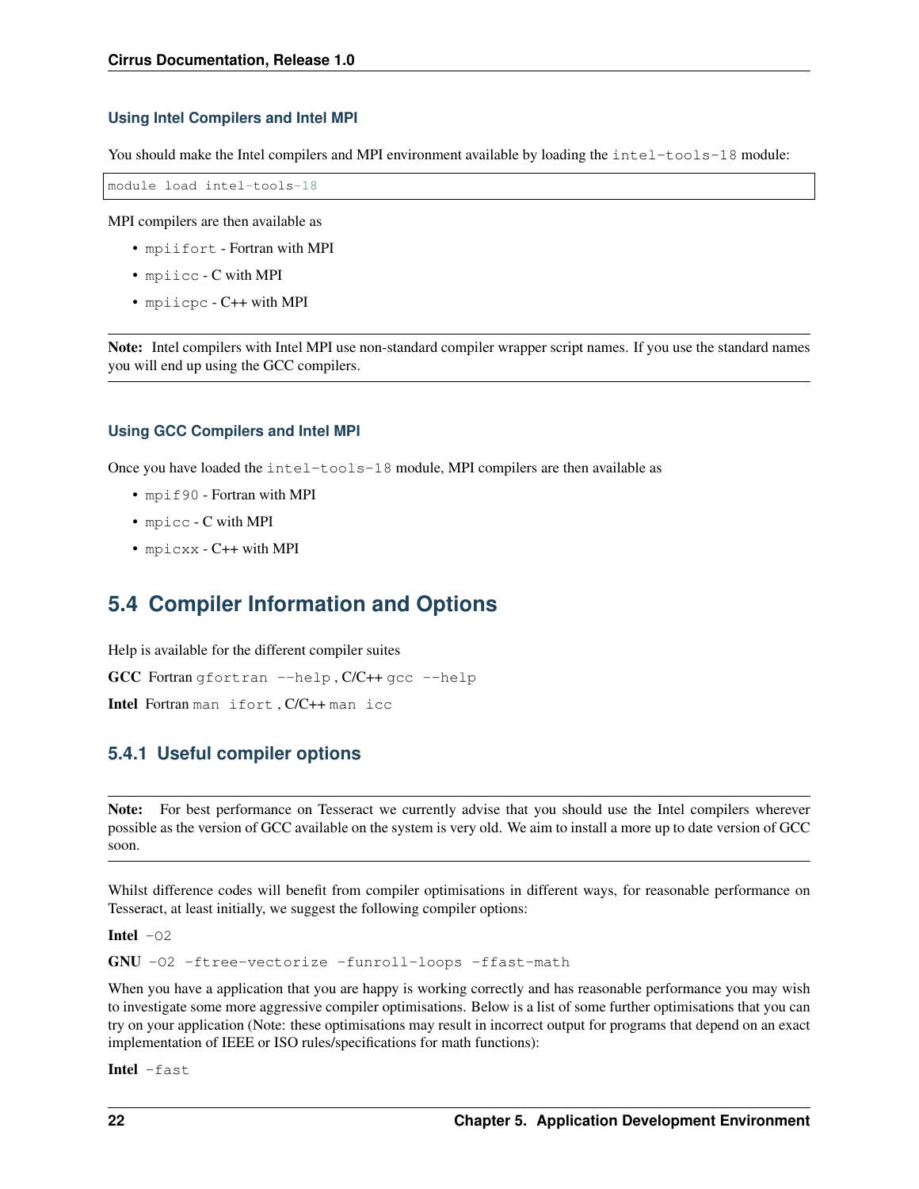#### Using Intel Compilers and Intel MPI

You should make the Intel compilers and MPI environment available by loading the `intel-tools-18` module:

```
module load intel-tools-18
```

MPI compilers are then available as

- `mpiifort` - Fortran with MPI
- `mpiicc` - C with MPI
- `mpiicpc` - C++ with MPI

**Note:** Intel compilers with Intel MPI use non-standard compiler wrapper script names. If you use the standard names you will end up using the GCC compilers.

#### Using GCC Compilers and Intel MPI

Once you have loaded the `intel-tools-18` module, MPI compilers are then available as

- `mpif90` - Fortran with MPI
- `mpicc` - C with MPI
- `mpicxx` - C++ with MPI

## 5.4 Compiler Information and Options

Help is available for the different compiler suites

**GCC** Fortran `gfortran --help` , C/C++ `gcc --help`

**Intel** Fortran `man ifort` , C/C++ `man icc`

### 5.4.1 Useful compiler options

**Note:** For best performance on Tesseract we currently advise that you should use the Intel compilers wherever possible as the version of GCC available on the system is very old. We aim to install a more up to date version of GCC soon.

Whilst difference codes will benefit from compiler optimisations in different ways, for reasonable performance on Tesseract, at least initially, we suggest the following compiler options:

**Intel** `-O2`

**GNU** `-O2 -ftree-vectorize -funroll-loops -ffast-math`

When you have a application that you are happy is working correctly and has reasonable performance you may wish to investigate some more aggressive compiler optimisations. Below is a list of some further optimisations that you can try on your application (Note: these optimisations may result in incorrect output for programs that depend on an exact implementation of IEEE or ISO rules/specifications for math functions):

**Intel** `-fast`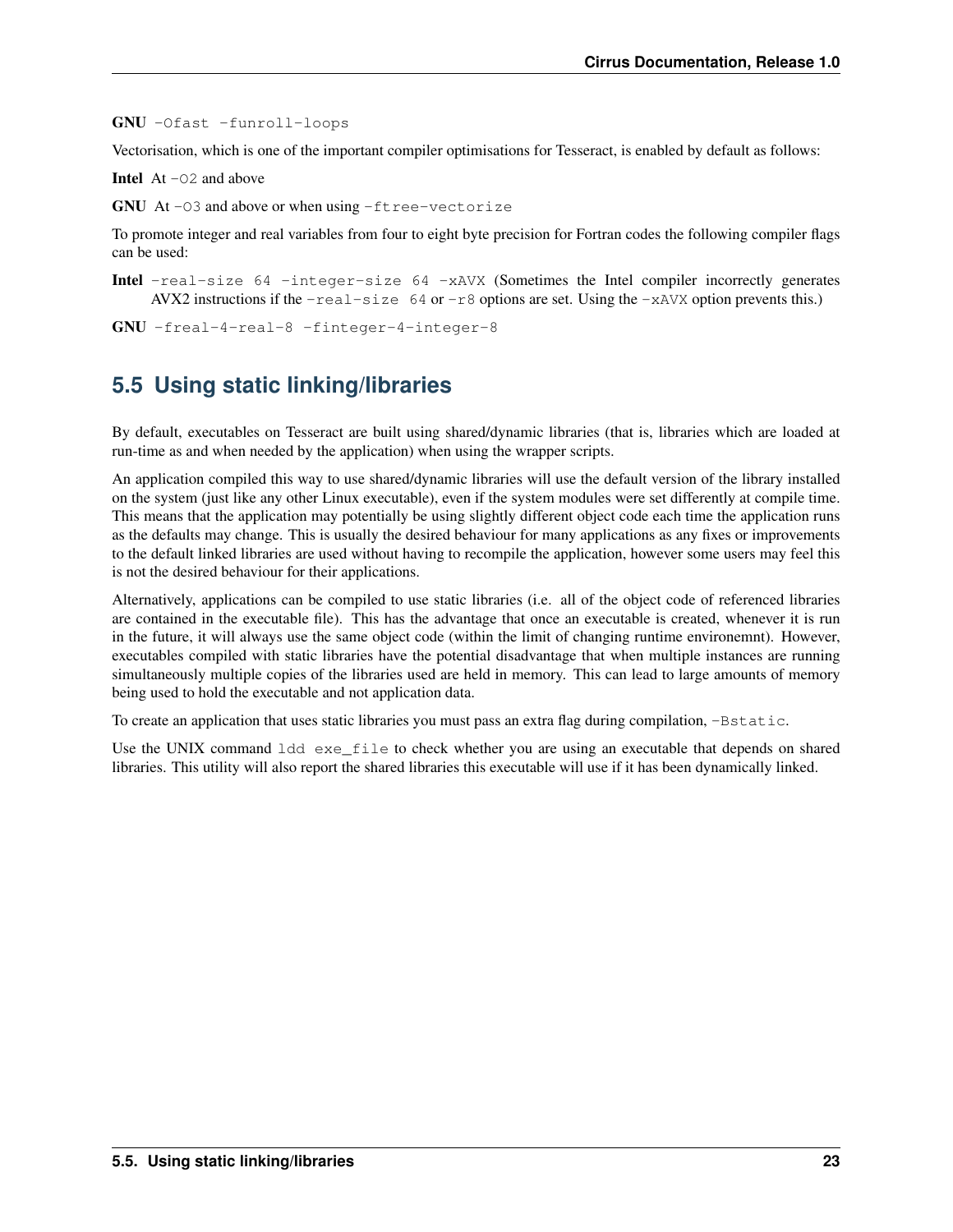**GNU** `-Ofast -funroll-loops`

Vectorisation, which is one of the important compiler optimisations for Tesseract, is enabled by default as follows:

**Intel** At `-O2` and above

**GNU** At `-O3` and above or when using `-ftree-vectorize`

To promote integer and real variables from four to eight byte precision for Fortran codes the following compiler flags can be used:

**Intel** `-real-size 64 -integer-size 64 -xAVX` (Sometimes the Intel compiler incorrectly generates AVX2 instructions if the `-real-size 64` or `-r8` options are set. Using the `-xAVX` option prevents this.)

**GNU** `-freal-4-real-8 -finteger-4-integer-8`

## 5.5 Using static linking/libraries

By default, executables on Tesseract are built using shared/dynamic libraries (that is, libraries which are loaded at run-time as and when needed by the application) when using the wrapper scripts.

An application compiled this way to use shared/dynamic libraries will use the default version of the library installed on the system (just like any other Linux executable), even if the system modules were set differently at compile time. This means that the application may potentially be using slightly different object code each time the application runs as the defaults may change. This is usually the desired behaviour for many applications as any fixes or improvements to the default linked libraries are used without having to recompile the application, however some users may feel this is not the desired behaviour for their applications.

Alternatively, applications can be compiled to use static libraries (i.e. all of the object code of referenced libraries are contained in the executable file). This has the advantage that once an executable is created, whenever it is run in the future, it will always use the same object code (within the limit of changing runtime environemnt). However, executables compiled with static libraries have the potential disadvantage that when multiple instances are running simultaneously multiple copies of the libraries used are held in memory. This can lead to large amounts of memory being used to hold the executable and not application data.

To create an application that uses static libraries you must pass an extra flag during compilation, `-Bstatic`.

Use the UNIX command `ldd exe_file` to check whether you are using an executable that depends on shared libraries. This utility will also report the shared libraries this executable will use if it has been dynamically linked.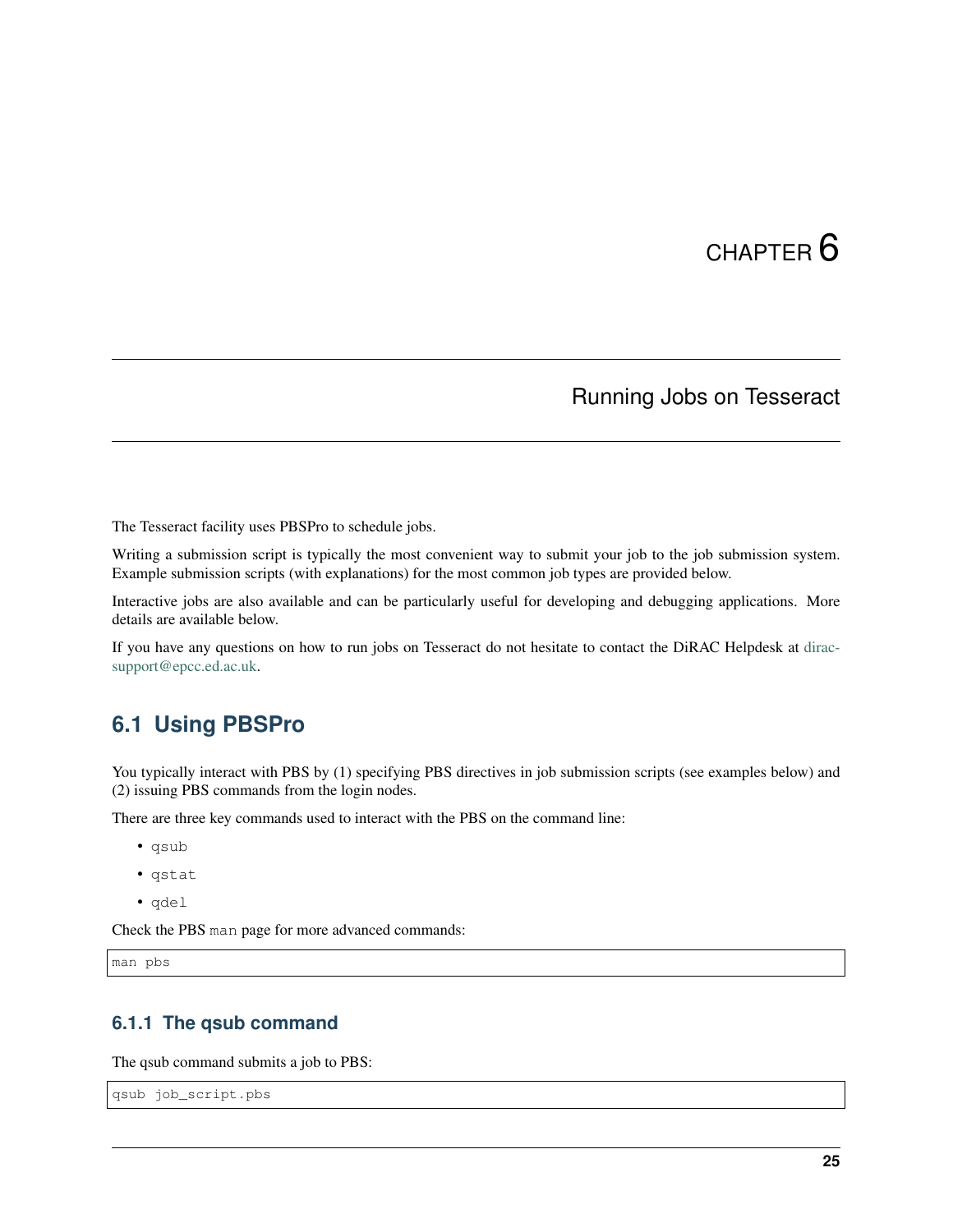# CHAPTER 6

# Running Jobs on Tesseract

The Tesseract facility uses PBSPro to schedule jobs.

Writing a submission script is typically the most convenient way to submit your job to the job submission system. Example submission scripts (with explanations) for the most common job types are provided below.

Interactive jobs are also available and can be particularly useful for developing and debugging applications. More details are available below.

If you have any questions on how to run jobs on Tesseract do not hesitate to contact the DiRAC Helpdesk at dirac-support@epcc.ed.ac.uk.

## 6.1 Using PBSPro

You typically interact with PBS by (1) specifying PBS directives in job submission scripts (see examples below) and (2) issuing PBS commands from the login nodes.

There are three key commands used to interact with the PBS on the command line:

- `qsub`
- `qstat`
- `qdel`

Check the PBS `man` page for more advanced commands:

```
man pbs
```

### 6.1.1 The qsub command

The qsub command submits a job to PBS:

```
qsub job_script.pbs
```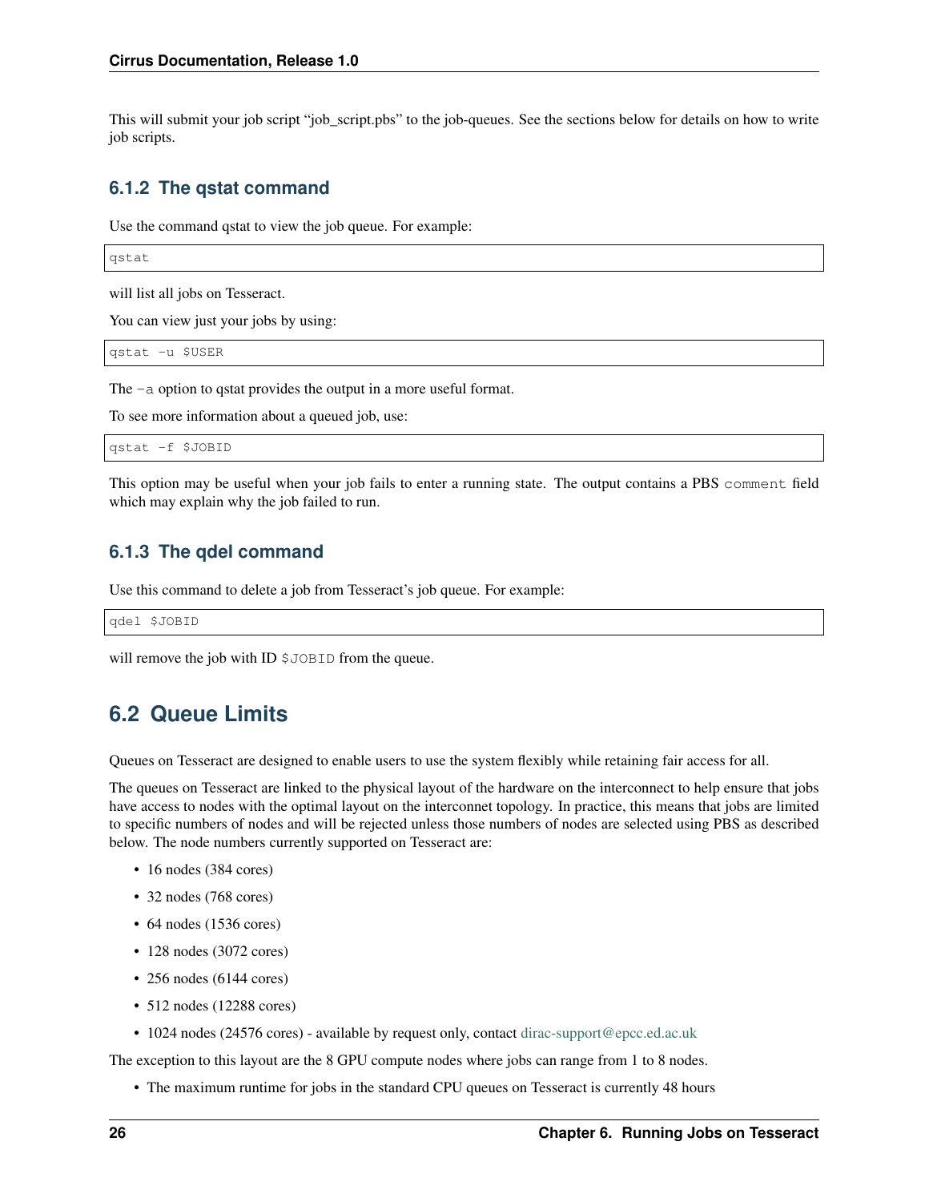This will submit your job script "job_script.pbs" to the job-queues. See the sections below for details on how to write job scripts.

### 6.1.2 The qstat command

Use the command qstat to view the job queue. For example:

```
qstat
```

will list all jobs on Tesseract.

You can view just your jobs by using:

```
qstat -u $USER
```

The `-a` option to qstat provides the output in a more useful format.

To see more information about a queued job, use:

```
qstat -f $JOBID
```

This option may be useful when your job fails to enter a running state. The output contains a PBS `comment` field which may explain why the job failed to run.

### 6.1.3 The qdel command

Use this command to delete a job from Tesseract's job queue. For example:

```
qdel $JOBID
```

will remove the job with ID `$JOBID` from the queue.

## 6.2 Queue Limits

Queues on Tesseract are designed to enable users to use the system flexibly while retaining fair access for all.

The queues on Tesseract are linked to the physical layout of the hardware on the interconnect to help ensure that jobs have access to nodes with the optimal layout on the interconnet topology. In practice, this means that jobs are limited to specific numbers of nodes and will be rejected unless those numbers of nodes are selected using PBS as described below. The node numbers currently supported on Tesseract are:

- 16 nodes (384 cores)
- 32 nodes (768 cores)
- 64 nodes (1536 cores)
- 128 nodes (3072 cores)
- 256 nodes (6144 cores)
- 512 nodes (12288 cores)
- 1024 nodes (24576 cores) - available by request only, contact dirac-support@epcc.ed.ac.uk

The exception to this layout are the 8 GPU compute nodes where jobs can range from 1 to 8 nodes.

- The maximum runtime for jobs in the standard CPU queues on Tesseract is currently 48 hours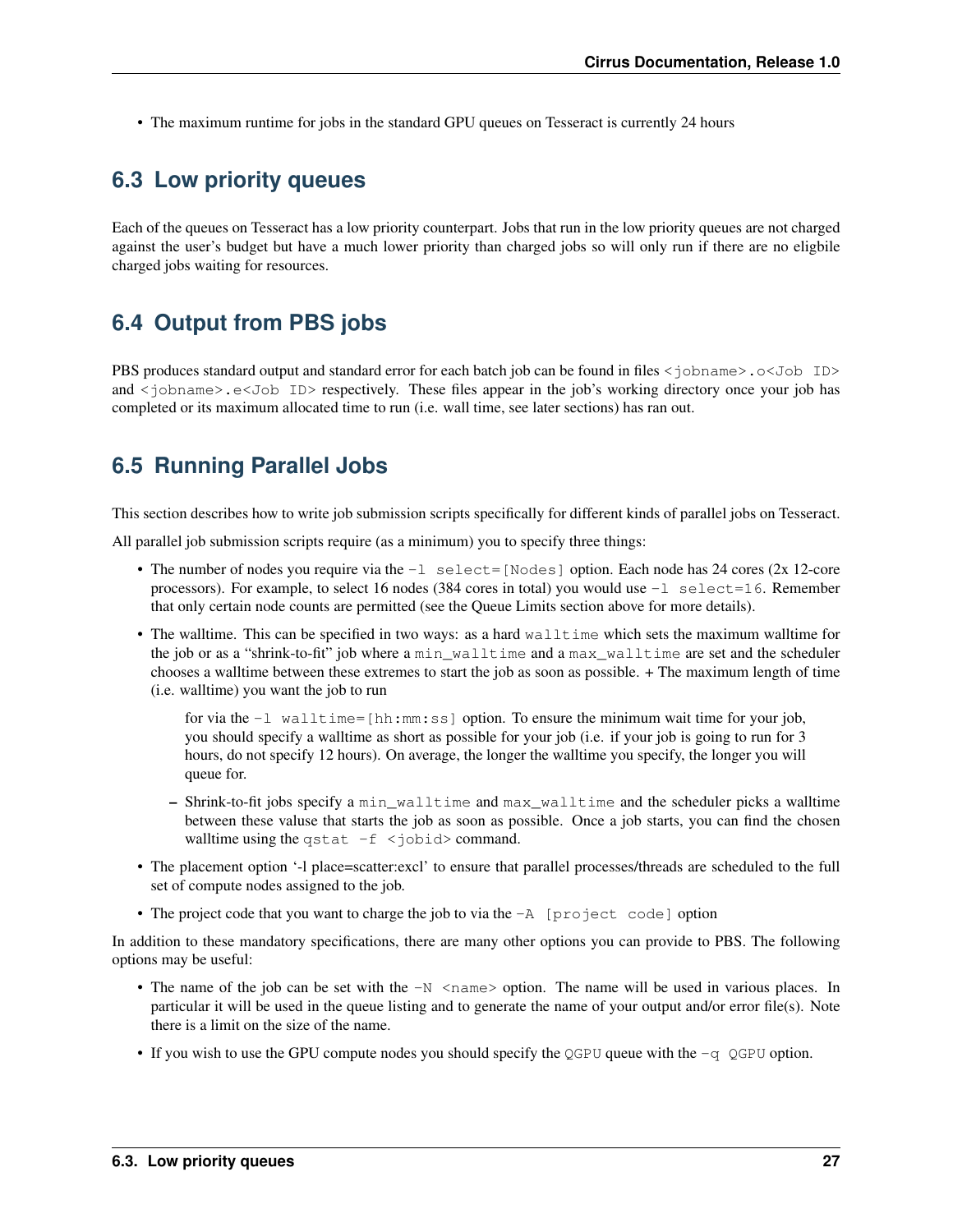- The maximum runtime for jobs in the standard GPU queues on Tesseract is currently 24 hours

## 6.3 Low priority queues

Each of the queues on Tesseract has a low priority counterpart. Jobs that run in the low priority queues are not charged against the user's budget but have a much lower priority than charged jobs so will only run if there are no eligbile charged jobs waiting for resources.

## 6.4 Output from PBS jobs

PBS produces standard output and standard error for each batch job can be found in files `<jobname>.o<Job ID>` and `<jobname>.e<Job ID>` respectively. These files appear in the job's working directory once your job has completed or its maximum allocated time to run (i.e. wall time, see later sections) has ran out.

## 6.5 Running Parallel Jobs

This section describes how to write job submission scripts specifically for different kinds of parallel jobs on Tesseract.

All parallel job submission scripts require (as a minimum) you to specify three things:

- The number of nodes you require via the `-l select=[Nodes]` option. Each node has 24 cores (2x 12-core processors). For example, to select 16 nodes (384 cores in total) you would use `-l select=16`. Remember that only certain node counts are permitted (see the Queue Limits section above for more details).
- The walltime. This can be specified in two ways: as a hard `walltime` which sets the maximum walltime for the job or as a "shrink-to-fit" job where a `min_walltime` and a `max_walltime` are set and the scheduler chooses a walltime between these extremes to start the job as soon as possible. + The maximum length of time (i.e. walltime) you want the job to run

  for via the `-l walltime=[hh:mm:ss]` option. To ensure the minimum wait time for your job, you should specify a walltime as short as possible for your job (i.e. if your job is going to run for 3 hours, do not specify 12 hours). On average, the longer the walltime you specify, the longer you will queue for.

  – Shrink-to-fit jobs specify a `min_walltime` and `max_walltime` and the scheduler picks a walltime between these valuse that starts the job as soon as possible. Once a job starts, you can find the chosen walltime using the `qstat -f <jobid>` command.
- The placement option '-l place=scatter:excl' to ensure that parallel processes/threads are scheduled to the full set of compute nodes assigned to the job.
- The project code that you want to charge the job to via the `-A [project code]` option

In addition to these mandatory specifications, there are many other options you can provide to PBS. The following options may be useful:

- The name of the job can be set with the `-N <name>` option. The name will be used in various places. In particular it will be used in the queue listing and to generate the name of your output and/or error file(s). Note there is a limit on the size of the name.
- If you wish to use the GPU compute nodes you should specify the `QGPU` queue with the `-q QGPU` option.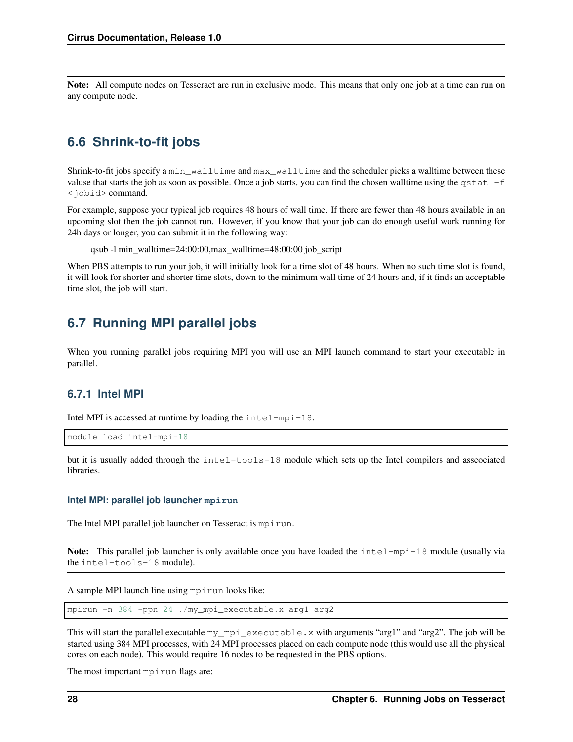**Note:** All compute nodes on Tesseract are run in exclusive mode. This means that only one job at a time can run on any compute node.

## 6.6 Shrink-to-fit jobs

Shrink-to-fit jobs specify a `min_walltime` and `max_walltime` and the scheduler picks a walltime between these value that starts the job as soon as possible. Once a job starts, you can find the chosen walltime using the `qstat -f <jobid>` command.

For example, suppose your typical job requires 48 hours of wall time. If there are fewer than 48 hours available in an upcoming slot then the job cannot run. However, if you know that your job can do enough useful work running for 24h days or longer, you can submit it in the following way:

> qsub -l min_walltime=24:00:00,max_walltime=48:00:00 job_script

When PBS attempts to run your job, it will initially look for a time slot of 48 hours. When no such time slot is found, it will look for shorter and shorter time slots, down to the minimum wall time of 24 hours and, if it finds an acceptable time slot, the job will start.

## 6.7 Running MPI parallel jobs

When you running parallel jobs requiring MPI you will use an MPI launch command to start your executable in parallel.

### 6.7.1 Intel MPI

Intel MPI is accessed at runtime by loading the `intel-mpi-18`.

```
module load intel-mpi-18
```

but it is usually added through the `intel-tools-18` module which sets up the Intel compilers and asscociated libraries.

#### Intel MPI: parallel job launcher `mpirun`

The Intel MPI parallel job launcher on Tesseract is `mpirun`.

**Note:** This parallel job launcher is only available once you have loaded the `intel-mpi-18` module (usually via the `intel-tools-18` module).

A sample MPI launch line using `mpirun` looks like:

```
mpirun -n 384 -ppn 24 ./my_mpi_executable.x arg1 arg2
```

This will start the parallel executable `my_mpi_executable.x` with arguments "arg1" and "arg2". The job will be started using 384 MPI processes, with 24 MPI processes placed on each compute node (this would use all the physical cores on each node). This would require 16 nodes to be requested in the PBS options.

The most important `mpirun` flags are: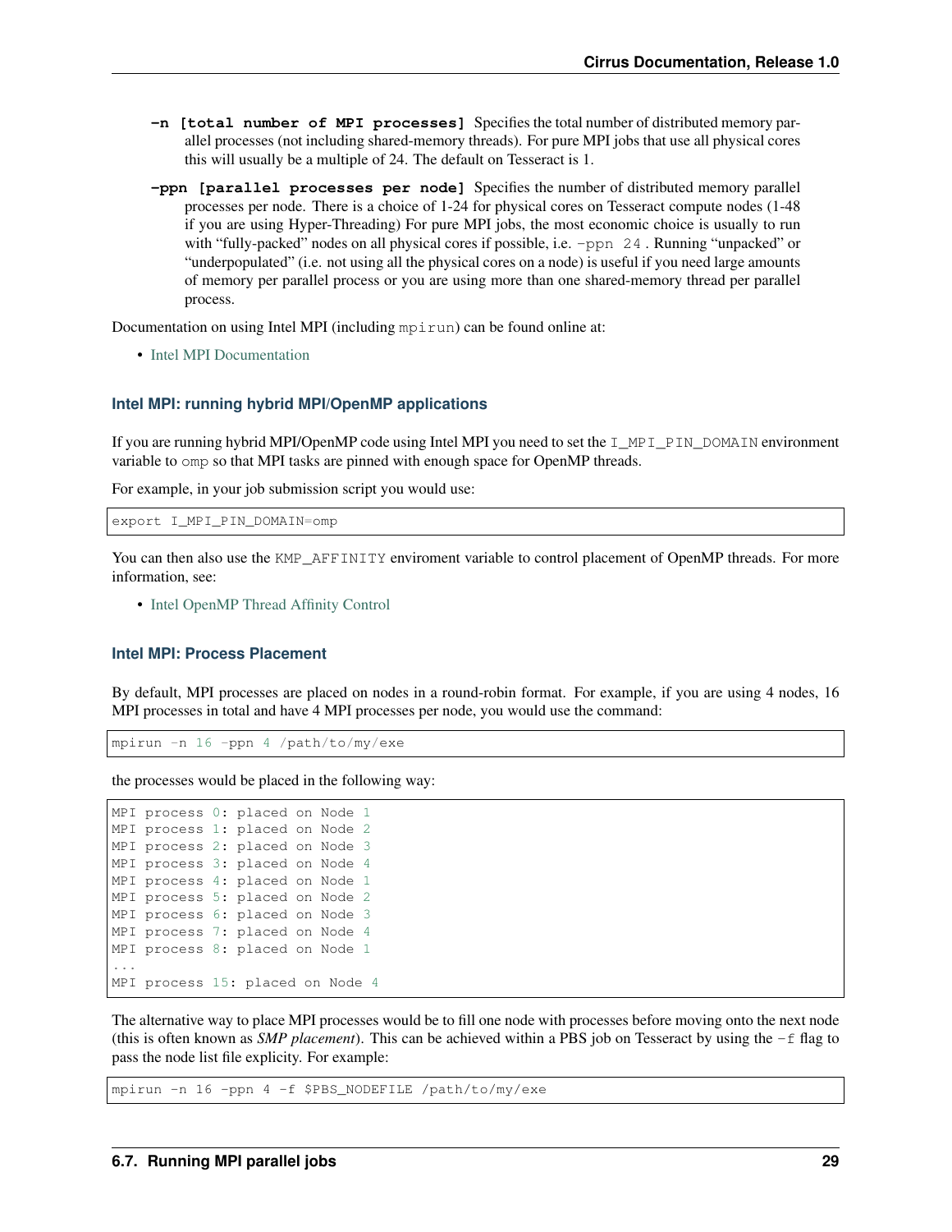**-n [total number of MPI processes]** Specifies the total number of distributed memory parallel processes (not including shared-memory threads). For pure MPI jobs that use all physical cores this will usually be a multiple of 24. The default on Tesseract is 1.

**-ppn [parallel processes per node]** Specifies the number of distributed memory parallel processes per node. There is a choice of 1-24 for physical cores on Tesseract compute nodes (1-48 if you are using Hyper-Threading) For pure MPI jobs, the most economic choice is usually to run with "fully-packed" nodes on all physical cores if possible, i.e. `-ppn 24` . Running "unpacked" or "underpopulated" (i.e. not using all the physical cores on a node) is useful if you need large amounts of memory per parallel process or you are using more than one shared-memory thread per parallel process.

Documentation on using Intel MPI (including `mpirun`) can be found online at:

- Intel MPI Documentation

### Intel MPI: running hybrid MPI/OpenMP applications

If you are running hybrid MPI/OpenMP code using Intel MPI you need to set the `I_MPI_PIN_DOMAIN` environment variable to `omp` so that MPI tasks are pinned with enough space for OpenMP threads.

For example, in your job submission script you would use:

```
export I_MPI_PIN_DOMAIN=omp
```

You can then also use the `KMP_AFFINITY` enviroment variable to control placement of OpenMP threads. For more information, see:

- Intel OpenMP Thread Affinity Control

### Intel MPI: Process Placement

By default, MPI processes are placed on nodes in a round-robin format. For example, if you are using 4 nodes, 16 MPI processes in total and have 4 MPI processes per node, you would use the command:

```
mpirun -n 16 -ppn 4 /path/to/my/exe
```

the processes would be placed in the following way:

```
MPI process 0: placed on Node 1
MPI process 1: placed on Node 2
MPI process 2: placed on Node 3
MPI process 3: placed on Node 4
MPI process 4: placed on Node 1
MPI process 5: placed on Node 2
MPI process 6: placed on Node 3
MPI process 7: placed on Node 4
MPI process 8: placed on Node 1
...
MPI process 15: placed on Node 4
```

The alternative way to place MPI processes would be to fill one node with processes before moving onto the next node (this is often known as *SMP placement*). This can be achieved within a PBS job on Tesseract by using the `-f` flag to pass the node list file explicity. For example:

```
mpirun -n 16 -ppn 4 -f $PBS_NODEFILE /path/to/my/exe
```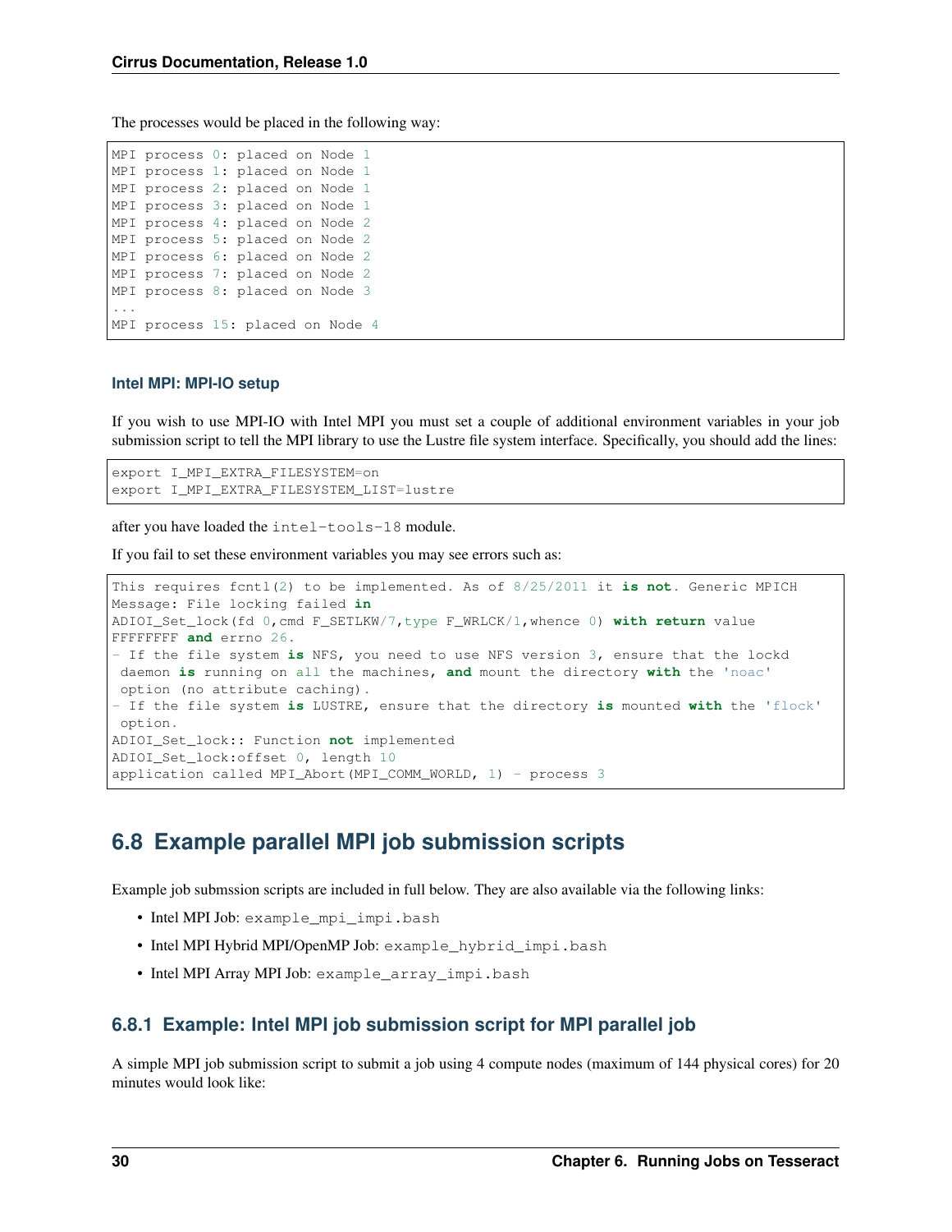The processes would be placed in the following way:

```
MPI process 0: placed on Node 1
MPI process 1: placed on Node 1
MPI process 2: placed on Node 1
MPI process 3: placed on Node 1
MPI process 4: placed on Node 2
MPI process 5: placed on Node 2
MPI process 6: placed on Node 2
MPI process 7: placed on Node 2
MPI process 8: placed on Node 3
...
MPI process 15: placed on Node 4
```

#### Intel MPI: MPI-IO setup

If you wish to use MPI-IO with Intel MPI you must set a couple of additional environment variables in your job submission script to tell the MPI library to use the Lustre file system interface. Specifically, you should add the lines:

```
export I_MPI_EXTRA_FILESYSTEM=on
export I_MPI_EXTRA_FILESYSTEM_LIST=lustre
```

after you have loaded the `intel-tools-18` module.

If you fail to set these environment variables you may see errors such as:

```
This requires fcntl(2) to be implemented. As of 8/25/2011 it is not. Generic MPICH
Message: File locking failed in
ADIOI_Set_lock(fd 0,cmd F_SETLKW/7,type F_WRLCK/1,whence 0) with return value
FFFFFFFF and errno 26.
- If the file system is NFS, you need to use NFS version 3, ensure that the lockd
 daemon is running on all the machines, and mount the directory with the 'noac'
 option (no attribute caching).
- If the file system is LUSTRE, ensure that the directory is mounted with the 'flock'
 option.
ADIOI_Set_lock:: Function not implemented
ADIOI_Set_lock:offset 0, length 10
application called MPI_Abort(MPI_COMM_WORLD, 1) - process 3
```

## 6.8 Example parallel MPI job submission scripts

Example job submssion scripts are included in full below. They are also available via the following links:

- Intel MPI Job: `example_mpi_impi.bash`
- Intel MPI Hybrid MPI/OpenMP Job: `example_hybrid_impi.bash`
- Intel MPI Array MPI Job: `example_array_impi.bash`

### 6.8.1 Example: Intel MPI job submission script for MPI parallel job

A simple MPI job submission script to submit a job using 4 compute nodes (maximum of 144 physical cores) for 20 minutes would look like: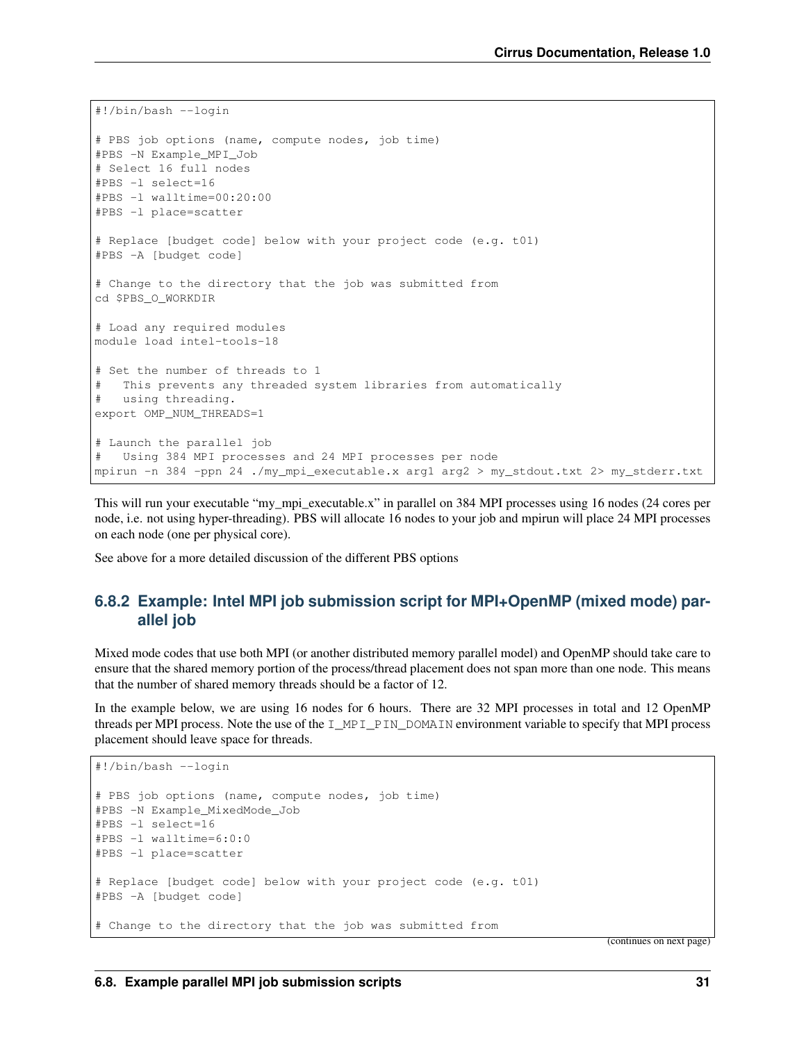```
#!/bin/bash --login

# PBS job options (name, compute nodes, job time)
#PBS -N Example_MPI_Job
# Select 16 full nodes
#PBS -l select=16
#PBS -l walltime=00:20:00
#PBS -l place=scatter

# Replace [budget code] below with your project code (e.g. t01)
#PBS -A [budget code]

# Change to the directory that the job was submitted from
cd $PBS_O_WORKDIR

# Load any required modules
module load intel-tools-18

# Set the number of threads to 1
#   This prevents any threaded system libraries from automatically
#   using threading.
export OMP_NUM_THREADS=1

# Launch the parallel job
#   Using 384 MPI processes and 24 MPI processes per node
mpirun -n 384 -ppn 24 ./my_mpi_executable.x arg1 arg2 > my_stdout.txt 2> my_stderr.txt
```

This will run your executable "my_mpi_executable.x" in parallel on 384 MPI processes using 16 nodes (24 cores per node, i.e. not using hyper-threading). PBS will allocate 16 nodes to your job and mpirun will place 24 MPI processes on each node (one per physical core).

See above for a more detailed discussion of the different PBS options

### 6.8.2 Example: Intel MPI job submission script for MPI+OpenMP (mixed mode) parallel job

Mixed mode codes that use both MPI (or another distributed memory parallel model) and OpenMP should take care to ensure that the shared memory portion of the process/thread placement does not span more than one node. This means that the number of shared memory threads should be a factor of 12.

In the example below, we are using 16 nodes for 6 hours. There are 32 MPI processes in total and 12 OpenMP threads per MPI process. Note the use of the `I_MPI_PIN_DOMAIN` environment variable to specify that MPI process placement should leave space for threads.

```
#!/bin/bash --login

# PBS job options (name, compute nodes, job time)
#PBS -N Example_MixedMode_Job
#PBS -l select=16
#PBS -l walltime=6:0:0
#PBS -l place=scatter

# Replace [budget code] below with your project code (e.g. t01)
#PBS -A [budget code]

# Change to the directory that the job was submitted from
```

(continues on next page)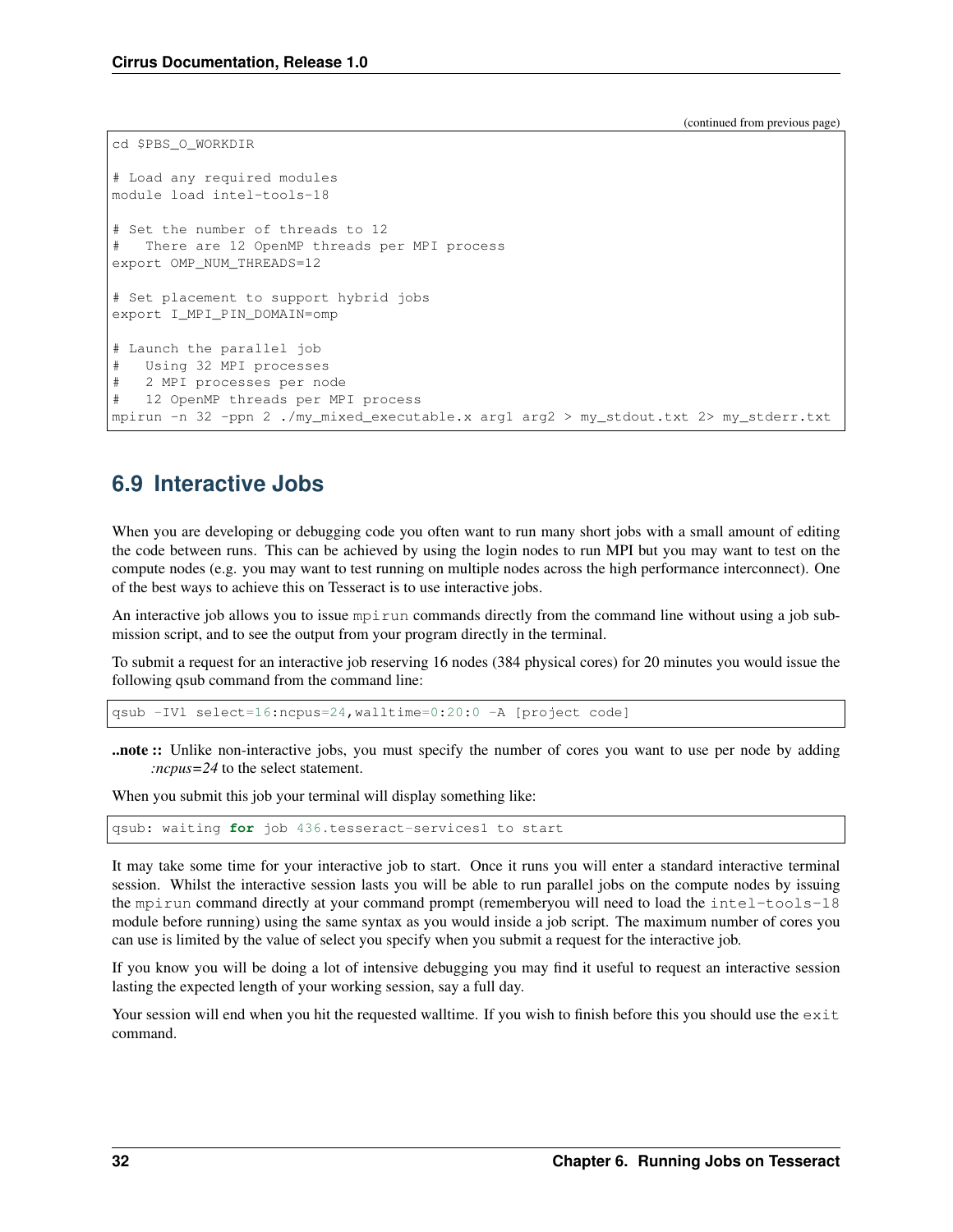(continued from previous page)

```
cd $PBS_O_WORKDIR

# Load any required modules
module load intel-tools-18

# Set the number of threads to 12
#   There are 12 OpenMP threads per MPI process
export OMP_NUM_THREADS=12

# Set placement to support hybrid jobs
export I_MPI_PIN_DOMAIN=omp

# Launch the parallel job
#   Using 32 MPI processes
#   2 MPI processes per node
#   12 OpenMP threads per MPI process
mpirun -n 32 -ppn 2 ./my_mixed_executable.x arg1 arg2 > my_stdout.txt 2> my_stderr.txt
```

## 6.9 Interactive Jobs

When you are developing or debugging code you often want to run many short jobs with a small amount of editing the code between runs. This can be achieved by using the login nodes to run MPI but you may want to test on the compute nodes (e.g. you may want to test running on multiple nodes across the high performance interconnect). One of the best ways to achieve this on Tesseract is to use interactive jobs.

An interactive job allows you to issue `mpirun` commands directly from the command line without using a job submission script, and to see the output from your program directly in the terminal.

To submit a request for an interactive job reserving 16 nodes (384 physical cores) for 20 minutes you would issue the following qsub command from the command line:

```
qsub -IVl select=16:ncpus=24,walltime=0:20:0 -A [project code]
```

**..note ::** Unlike non-interactive jobs, you must specify the number of cores you want to use per node by adding *:ncpus=24* to the select statement.

When you submit this job your terminal will display something like:

```
qsub: waiting for job 436.tesseract-services1 to start
```

It may take some time for your interactive job to start. Once it runs you will enter a standard interactive terminal session. Whilst the interactive session lasts you will be able to run parallel jobs on the compute nodes by issuing the `mpirun` command directly at your command prompt (rememberyou will need to load the `intel-tools-18` module before running) using the same syntax as you would inside a job script. The maximum number of cores you can use is limited by the value of select you specify when you submit a request for the interactive job.

If you know you will be doing a lot of intensive debugging you may find it useful to request an interactive session lasting the expected length of your working session, say a full day.

Your session will end when you hit the requested walltime. If you wish to finish before this you should use the `exit` command.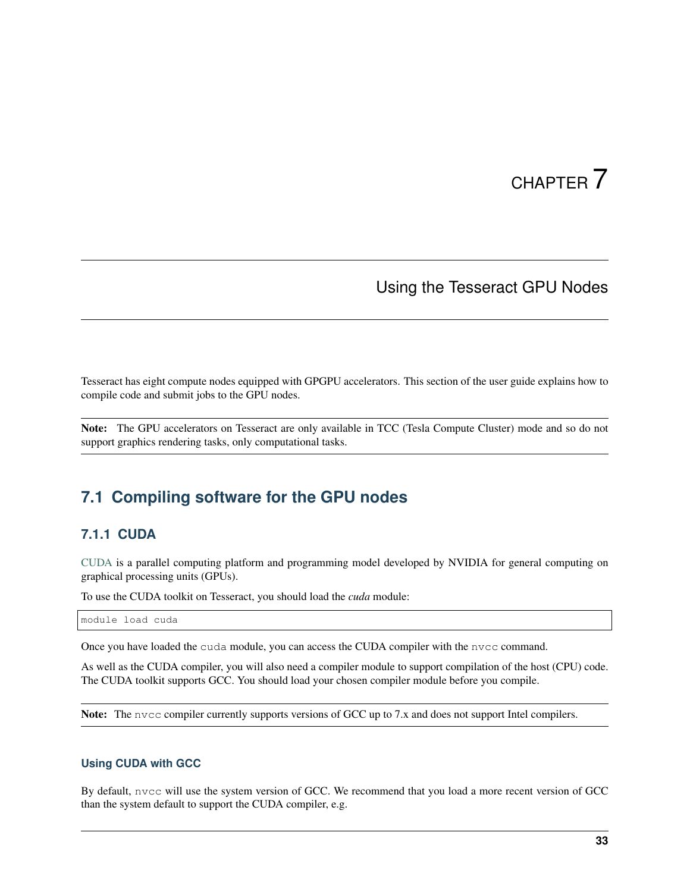# CHAPTER 7

# Using the Tesseract GPU Nodes

Tesseract has eight compute nodes equipped with GPGPU accelerators. This section of the user guide explains how to compile code and submit jobs to the GPU nodes.

**Note:** The GPU accelerators on Tesseract are only available in TCC (Tesla Compute Cluster) mode and so do not support graphics rendering tasks, only computational tasks.

## 7.1 Compiling software for the GPU nodes

### 7.1.1 CUDA

CUDA is a parallel computing platform and programming model developed by NVIDIA for general computing on graphical processing units (GPUs).

To use the CUDA toolkit on Tesseract, you should load the *cuda* module:

```
module load cuda
```

Once you have loaded the `cuda` module, you can access the CUDA compiler with the `nvcc` command.

As well as the CUDA compiler, you will also need a compiler module to support compilation of the host (CPU) code. The CUDA toolkit supports GCC. You should load your chosen compiler module before you compile.

**Note:** The `nvcc` compiler currently supports versions of GCC up to 7.x and does not support Intel compilers.

#### Using CUDA with GCC

By default, `nvcc` will use the system version of GCC. We recommend that you load a more recent version of GCC than the system default to support the CUDA compiler, e.g.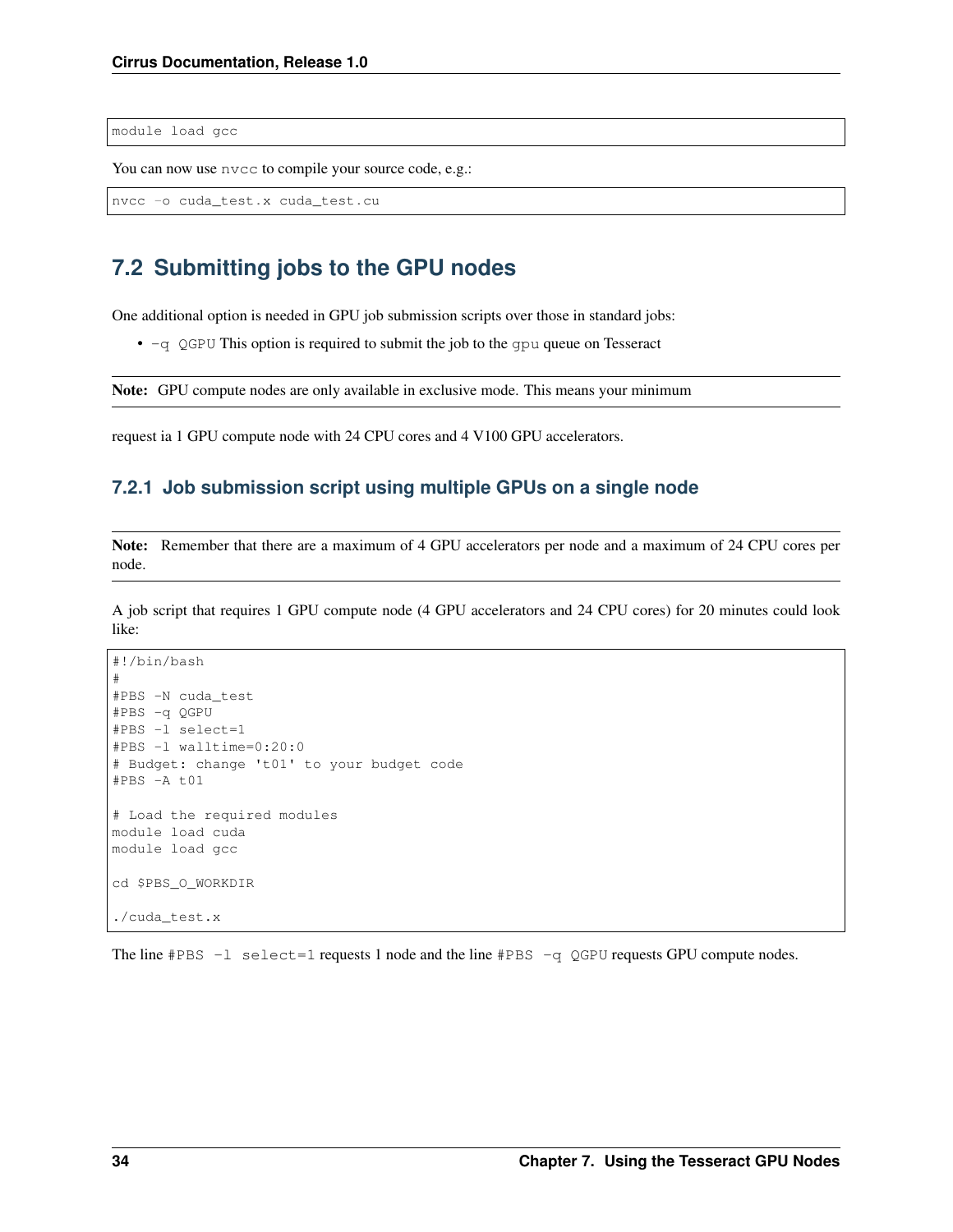```
module load gcc
```

You can now use `nvcc` to compile your source code, e.g.:

```
nvcc -o cuda_test.x cuda_test.cu
```

## 7.2 Submitting jobs to the GPU nodes

One additional option is needed in GPU job submission scripts over those in standard jobs:

- `-q QGPU` This option is required to submit the job to the `gpu` queue on Tesseract

**Note:** GPU compute nodes are only available in exclusive mode. This means your minimum

request ia 1 GPU compute node with 24 CPU cores and 4 V100 GPU accelerators.

### 7.2.1 Job submission script using multiple GPUs on a single node

**Note:** Remember that there are a maximum of 4 GPU accelerators per node and a maximum of 24 CPU cores per node.

A job script that requires 1 GPU compute node (4 GPU accelerators and 24 CPU cores) for 20 minutes could look like:

```
#!/bin/bash
#
#PBS -N cuda_test
#PBS -q QGPU
#PBS -l select=1
#PBS -l walltime=0:20:0
# Budget: change 't01' to your budget code
#PBS -A t01

# Load the required modules
module load cuda
module load gcc

cd $PBS_O_WORKDIR

./cuda_test.x
```

The line `#PBS -l select=1` requests 1 node and the line `#PBS -q QGPU` requests GPU compute nodes.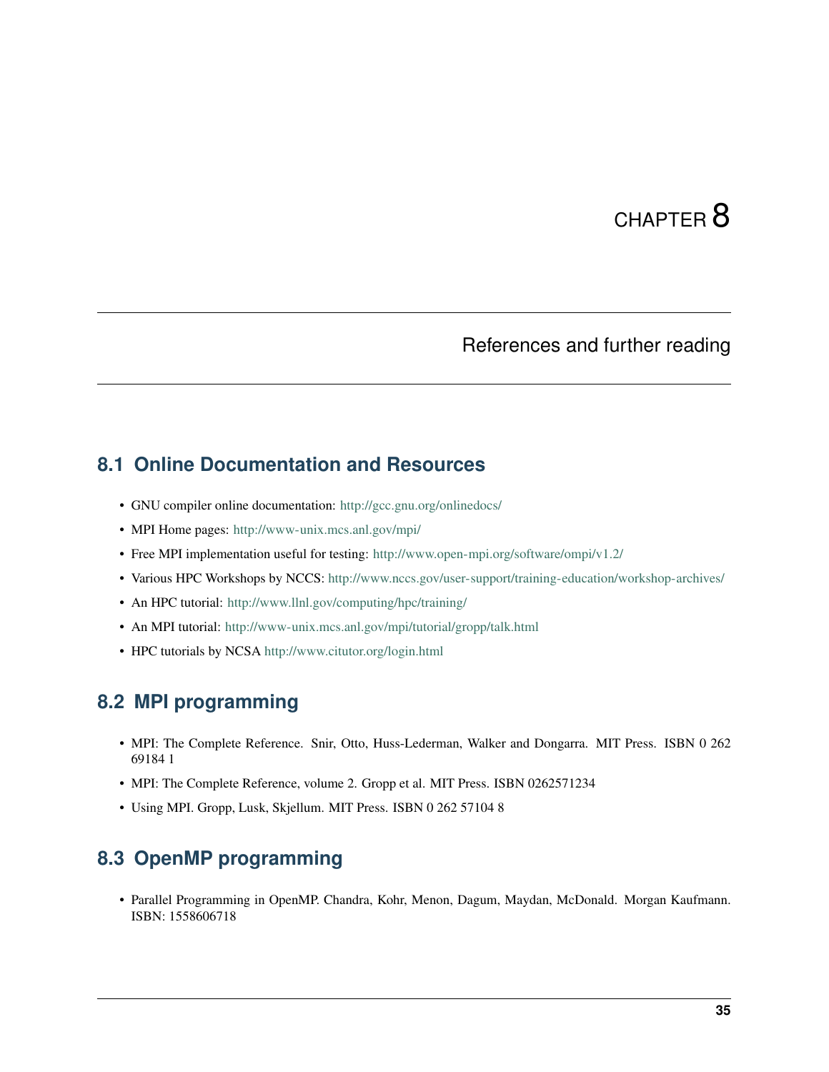# CHAPTER 8

# References and further reading

## 8.1 Online Documentation and Resources

- GNU compiler online documentation: http://gcc.gnu.org/onlinedocs/
- MPI Home pages: http://www-unix.mcs.anl.gov/mpi/
- Free MPI implementation useful for testing: http://www.open-mpi.org/software/ompi/v1.2/
- Various HPC Workshops by NCCS: http://www.nccs.gov/user-support/training-education/workshop-archives/
- An HPC tutorial: http://www.llnl.gov/computing/hpc/training/
- An MPI tutorial: http://www-unix.mcs.anl.gov/mpi/tutorial/gropp/talk.html
- HPC tutorials by NCSA http://www.citutor.org/login.html

## 8.2 MPI programming

- MPI: The Complete Reference. Snir, Otto, Huss-Lederman, Walker and Dongarra. MIT Press. ISBN 0 262 69184 1
- MPI: The Complete Reference, volume 2. Gropp et al. MIT Press. ISBN 0262571234
- Using MPI. Gropp, Lusk, Skjellum. MIT Press. ISBN 0 262 57104 8

## 8.3 OpenMP programming

- Parallel Programming in OpenMP. Chandra, Kohr, Menon, Dagum, Maydan, McDonald. Morgan Kaufmann. ISBN: 1558606718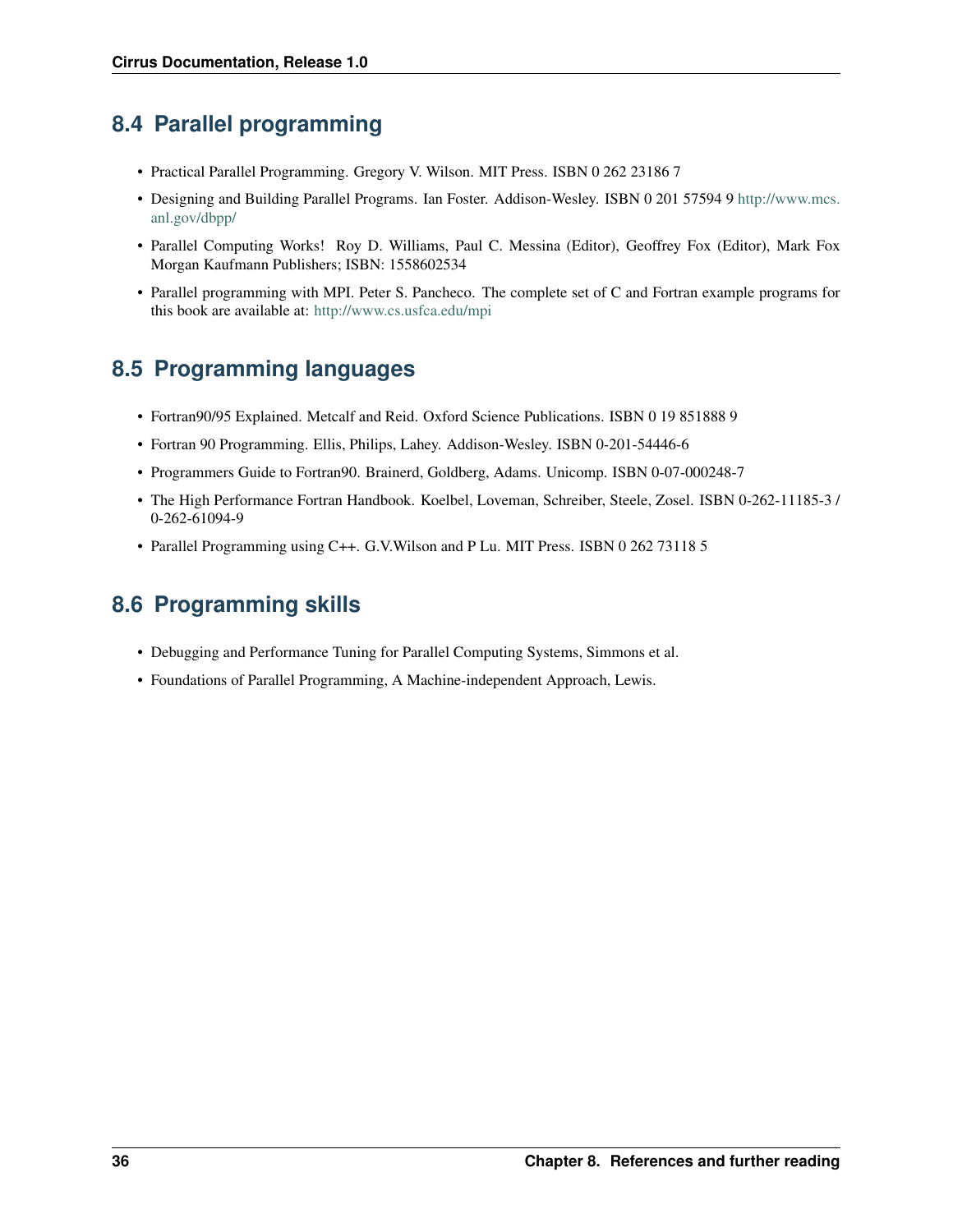## 8.4 Parallel programming

- Practical Parallel Programming. Gregory V. Wilson. MIT Press. ISBN 0 262 23186 7
- Designing and Building Parallel Programs. Ian Foster. Addison-Wesley. ISBN 0 201 57594 9 http://www.mcs.anl.gov/dbpp/
- Parallel Computing Works! Roy D. Williams, Paul C. Messina (Editor), Geoffrey Fox (Editor), Mark Fox Morgan Kaufmann Publishers; ISBN: 1558602534
- Parallel programming with MPI. Peter S. Pancheco. The complete set of C and Fortran example programs for this book are available at: http://www.cs.usfca.edu/mpi

## 8.5 Programming languages

- Fortran90/95 Explained. Metcalf and Reid. Oxford Science Publications. ISBN 0 19 851888 9
- Fortran 90 Programming. Ellis, Philips, Lahey. Addison-Wesley. ISBN 0-201-54446-6
- Programmers Guide to Fortran90. Brainerd, Goldberg, Adams. Unicomp. ISBN 0-07-000248-7
- The High Performance Fortran Handbook. Koelbel, Loveman, Schreiber, Steele, Zosel. ISBN 0-262-11185-3 / 0-262-61094-9
- Parallel Programming using C++. G.V.Wilson and P Lu. MIT Press. ISBN 0 262 73118 5

## 8.6 Programming skills

- Debugging and Performance Tuning for Parallel Computing Systems, Simmons et al.
- Foundations of Parallel Programming, A Machine-independent Approach, Lewis.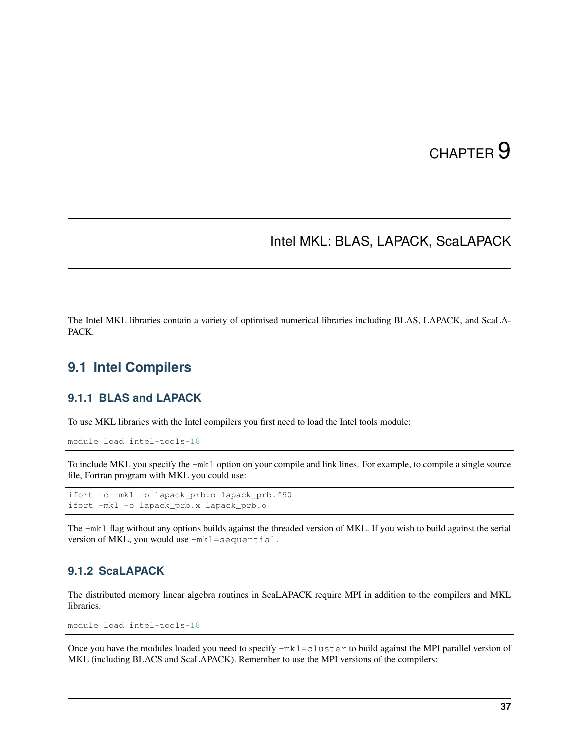// CHAPTER 9

# Intel MKL: BLAS, LAPACK, ScaLAPACK

The Intel MKL libraries contain a variety of optimised numerical libraries including BLAS, LAPACK, and ScaLAPACK.

## 9.1 Intel Compilers

### 9.1.1 BLAS and LAPACK

To use MKL libraries with the Intel compilers you first need to load the Intel tools module:

```
module load intel-tools-18
```

To include MKL you specify the `-mkl` option on your compile and link lines. For example, to compile a single source file, Fortran program with MKL you could use:

```
ifort -c -mkl -o lapack_prb.o lapack_prb.f90
ifort -mkl -o lapack_prb.x lapack_prb.o
```

The `-mkl` flag without any options builds against the threaded version of MKL. If you wish to build against the serial version of MKL, you would use `-mkl=sequential`.

### 9.1.2 ScaLAPACK

The distributed memory linear algebra routines in ScaLAPACK require MPI in addition to the compilers and MKL libraries.

```
module load intel-tools-18
```

Once you have the modules loaded you need to specify `-mkl=cluster` to build against the MPI parallel version of MKL (including BLACS and ScaLAPACK). Remember to use the MPI versions of the compilers: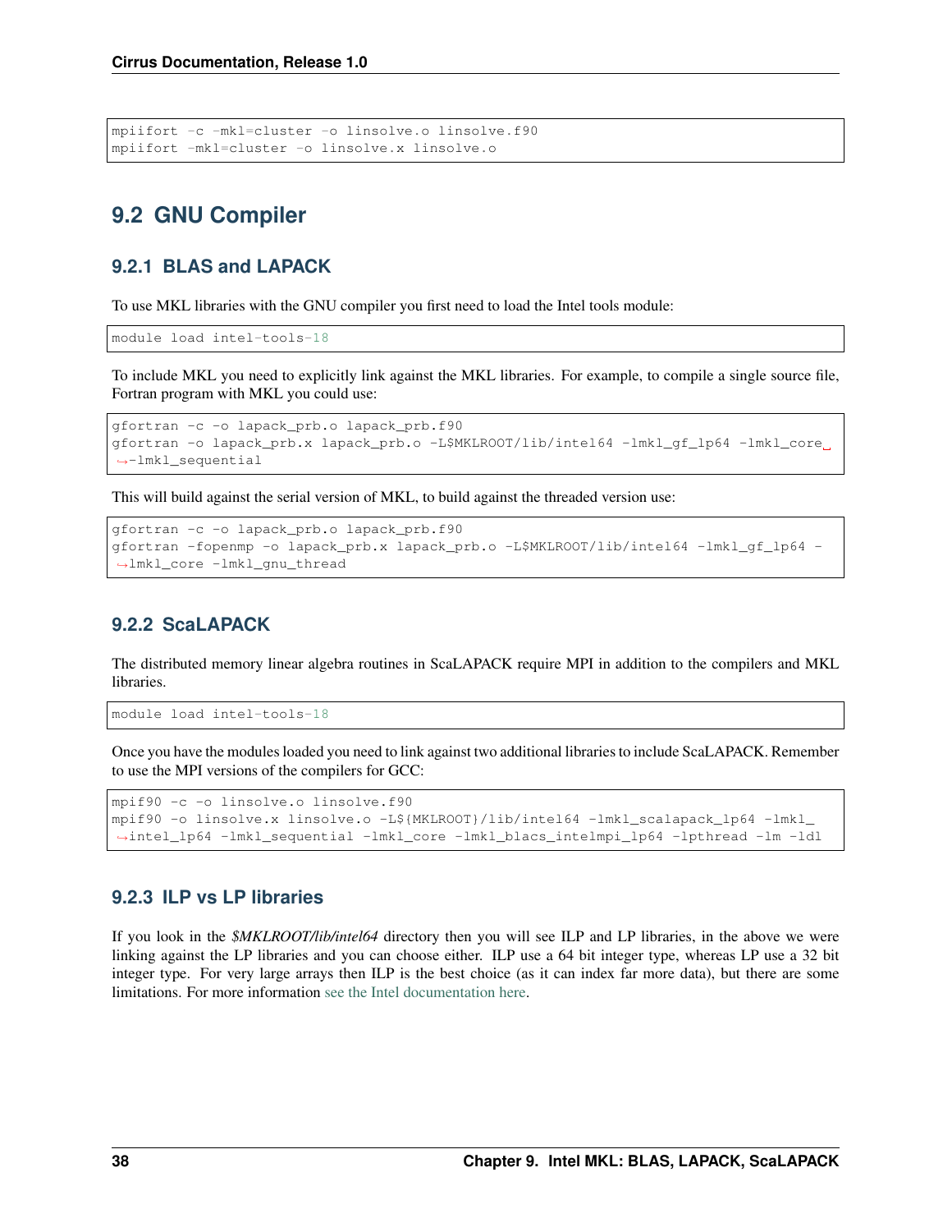```
mpiifort -c -mkl=cluster -o linsolve.o linsolve.f90
mpiifort -mkl=cluster -o linsolve.x linsolve.o
```

## 9.2 GNU Compiler

### 9.2.1 BLAS and LAPACK

To use MKL libraries with the GNU compiler you first need to load the Intel tools module:

```
module load intel-tools-18
```

To include MKL you need to explicitly link against the MKL libraries. For example, to compile a single source file, Fortran program with MKL you could use:

```
gfortran -c -o lapack_prb.o lapack_prb.f90
gfortran -o lapack_prb.x lapack_prb.o -L$MKLROOT/lib/intel64 -lmkl_gf_lp64 -lmkl_core -lmkl_sequential
```

This will build against the serial version of MKL, to build against the threaded version use:

```
gfortran -c -o lapack_prb.o lapack_prb.f90
gfortran -fopenmp -o lapack_prb.x lapack_prb.o -L$MKLROOT/lib/intel64 -lmkl_gf_lp64 -lmkl_core -lmkl_gnu_thread
```

### 9.2.2 ScaLAPACK

The distributed memory linear algebra routines in ScaLAPACK require MPI in addition to the compilers and MKL libraries.

```
module load intel-tools-18
```

Once you have the modules loaded you need to link against two additional libraries to include ScaLAPACK. Remember to use the MPI versions of the compilers for GCC:

```
mpif90 -c -o linsolve.o linsolve.f90
mpif90 -o linsolve.x linsolve.o -L${MKLROOT}/lib/intel64 -lmkl_scalapack_lp64 -lmkl_intel_lp64 -lmkl_sequential -lmkl_core -lmkl_blacs_intelmpi_lp64 -lpthread -lm -ldl
```

### 9.2.3 ILP vs LP libraries

If you look in the *$MKLROOT/lib/intel64* directory then you will see ILP and LP libraries, in the above we were linking against the LP libraries and you can choose either. ILP use a 64 bit integer type, whereas LP use a 32 bit integer type. For very large arrays then ILP is the best choice (as it can index far more data), but there are some limitations. For more information see the Intel documentation here.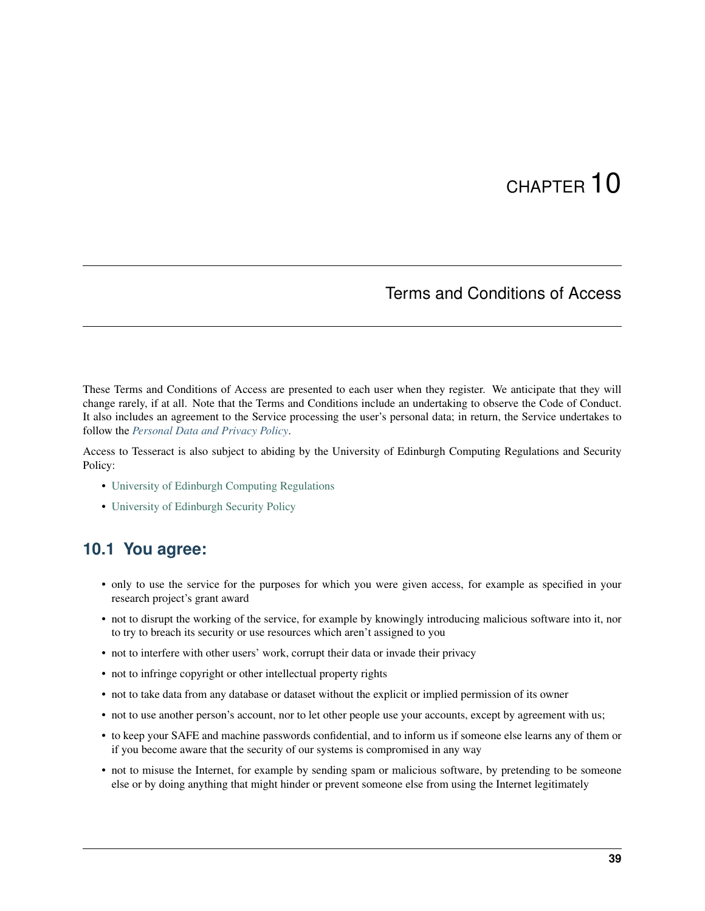# CHAPTER 10

## Terms and Conditions of Access

These Terms and Conditions of Access are presented to each user when they register. We anticipate that they will change rarely, if at all. Note that the Terms and Conditions include an undertaking to observe the Code of Conduct. It also includes an agreement to the Service processing the user's personal data; in return, the Service undertakes to follow the *Personal Data and Privacy Policy*.

Access to Tesseract is also subject to abiding by the University of Edinburgh Computing Regulations and Security Policy:

- University of Edinburgh Computing Regulations
- University of Edinburgh Security Policy

### 10.1 You agree:

- only to use the service for the purposes for which you were given access, for example as specified in your research project's grant award
- not to disrupt the working of the service, for example by knowingly introducing malicious software into it, nor to try to breach its security or use resources which aren't assigned to you
- not to interfere with other users' work, corrupt their data or invade their privacy
- not to infringe copyright or other intellectual property rights
- not to take data from any database or dataset without the explicit or implied permission of its owner
- not to use another person's account, nor to let other people use your accounts, except by agreement with us;
- to keep your SAFE and machine passwords confidential, and to inform us if someone else learns any of them or if you become aware that the security of our systems is compromised in any way
- not to misuse the Internet, for example by sending spam or malicious software, by pretending to be someone else or by doing anything that might hinder or prevent someone else from using the Internet legitimately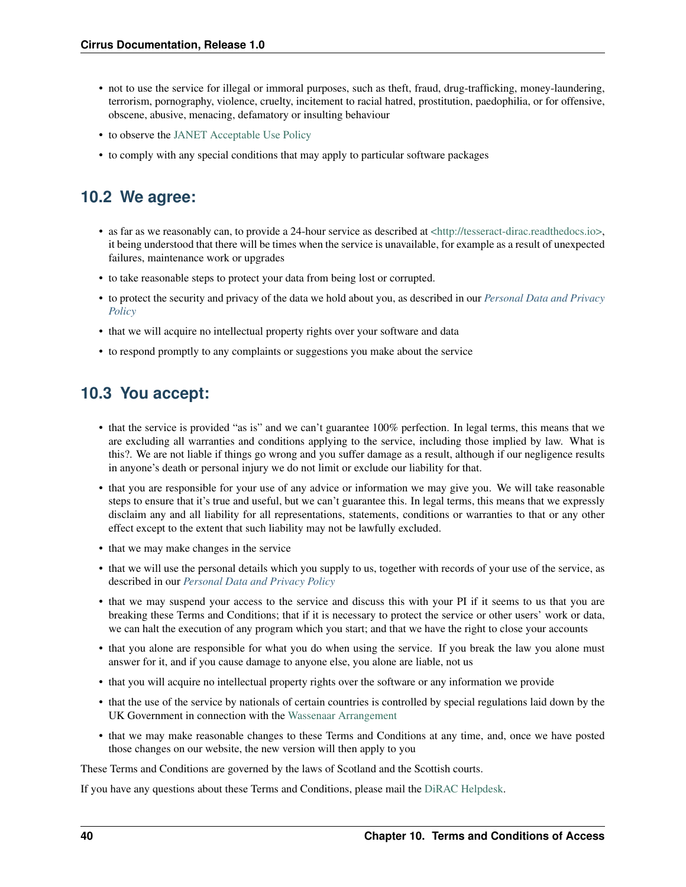- not to use the service for illegal or immoral purposes, such as theft, fraud, drug-trafficking, money-laundering, terrorism, pornography, violence, cruelty, incitement to racial hatred, prostitution, paedophilia, or for offensive, obscene, abusive, menacing, defamatory or insulting behaviour
- to observe the JANET Acceptable Use Policy
- to comply with any special conditions that may apply to particular software packages

## 10.2 We agree:

- as far as we reasonably can, to provide a 24-hour service as described at <http://tesseract-dirac.readthedocs.io>, it being understood that there will be times when the service is unavailable, for example as a result of unexpected failures, maintenance work or upgrades
- to take reasonable steps to protect your data from being lost or corrupted.
- to protect the security and privacy of the data we hold about you, as described in our *Personal Data and Privacy Policy*
- that we will acquire no intellectual property rights over your software and data
- to respond promptly to any complaints or suggestions you make about the service

## 10.3 You accept:

- that the service is provided "as is" and we can't guarantee 100% perfection. In legal terms, this means that we are excluding all warranties and conditions applying to the service, including those implied by law. What is this?. We are not liable if things go wrong and you suffer damage as a result, although if our negligence results in anyone's death or personal injury we do not limit or exclude our liability for that.
- that you are responsible for your use of any advice or information we may give you. We will take reasonable steps to ensure that it's true and useful, but we can't guarantee this. In legal terms, this means that we expressly disclaim any and all liability for all representations, statements, conditions or warranties to that or any other effect except to the extent that such liability may not be lawfully excluded.
- that we may make changes in the service
- that we will use the personal details which you supply to us, together with records of your use of the service, as described in our *Personal Data and Privacy Policy*
- that we may suspend your access to the service and discuss this with your PI if it seems to us that you are breaking these Terms and Conditions; that if it is necessary to protect the service or other users' work or data, we can halt the execution of any program which you start; and that we have the right to close your accounts
- that you alone are responsible for what you do when using the service. If you break the law you alone must answer for it, and if you cause damage to anyone else, you alone are liable, not us
- that you will acquire no intellectual property rights over the software or any information we provide
- that the use of the service by nationals of certain countries is controlled by special regulations laid down by the UK Government in connection with the Wassenaar Arrangement
- that we may make reasonable changes to these Terms and Conditions at any time, and, once we have posted those changes on our website, the new version will then apply to you

These Terms and Conditions are governed by the laws of Scotland and the Scottish courts.

If you have any questions about these Terms and Conditions, please mail the DiRAC Helpdesk.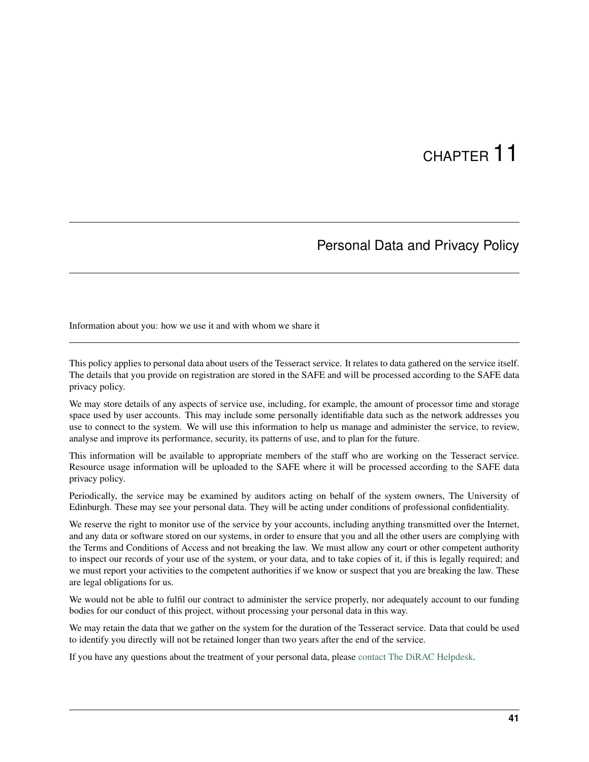# CHAPTER 11

## Personal Data and Privacy Policy

Information about you: how we use it and with whom we share it

---

This policy applies to personal data about users of the Tesseract service. It relates to data gathered on the service itself. The details that you provide on registration are stored in the SAFE and will be processed according to the SAFE data privacy policy.

We may store details of any aspects of service use, including, for example, the amount of processor time and storage space used by user accounts. This may include some personally identifiable data such as the network addresses you use to connect to the system. We will use this information to help us manage and administer the service, to review, analyse and improve its performance, security, its patterns of use, and to plan for the future.

This information will be available to appropriate members of the staff who are working on the Tesseract service. Resource usage information will be uploaded to the SAFE where it will be processed according to the SAFE data privacy policy.

Periodically, the service may be examined by auditors acting on behalf of the system owners, The University of Edinburgh. These may see your personal data. They will be acting under conditions of professional confidentiality.

We reserve the right to monitor use of the service by your accounts, including anything transmitted over the Internet, and any data or software stored on our systems, in order to ensure that you and all the other users are complying with the Terms and Conditions of Access and not breaking the law. We must allow any court or other competent authority to inspect our records of your use of the system, or your data, and to take copies of it, if this is legally required; and we must report your activities to the competent authorities if we know or suspect that you are breaking the law. These are legal obligations for us.

We would not be able to fulfil our contract to administer the service properly, nor adequately account to our funding bodies for our conduct of this project, without processing your personal data in this way.

We may retain the data that we gather on the system for the duration of the Tesseract service. Data that could be used to identify you directly will not be retained longer than two years after the end of the service.

If you have any questions about the treatment of your personal data, please contact The DiRAC Helpdesk.